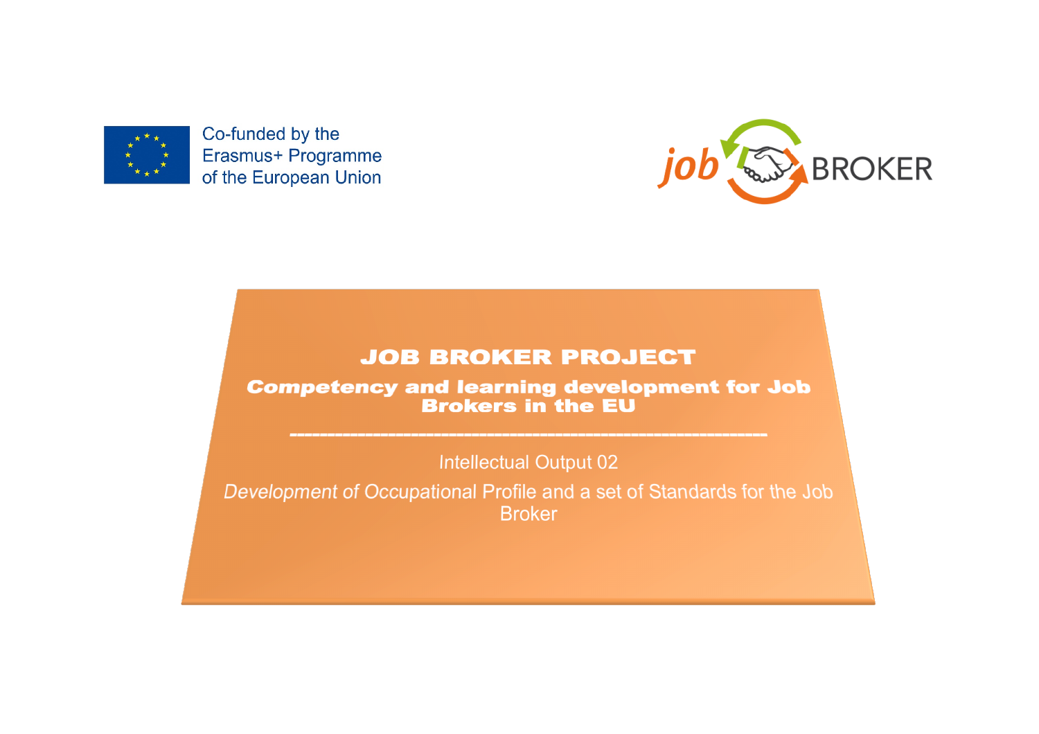Co-funded by the Erasmus+ Programme of the European Union

job BROKER

# JOB BROKER PROJECT

## *Competency and learning development for Job Brokers in the EU*

---

Intellectual Output 02

*Development of Occupational Profile and a set of Standards for the Job Broker*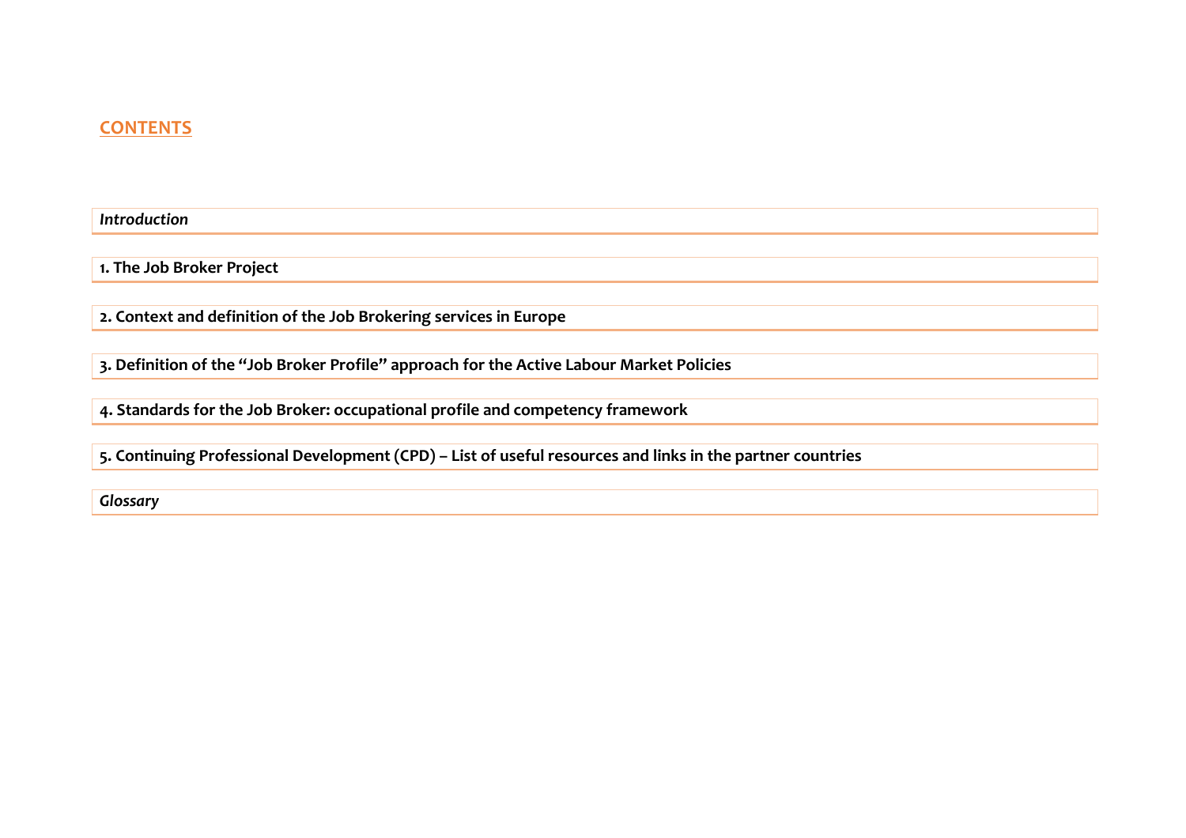## CONTENTS

*Introduction*

**1. The Job Broker Project**

**2. Context and definition of the Job Brokering services in Europe**

**3. Definition of the "Job Broker Profile" approach for the Active Labour Market Policies**

**4. Standards for the Job Broker: occupational profile and competency framework**

**5. Continuing Professional Development (CPD) – List of useful resources and links in the partner countries**

*Glossary*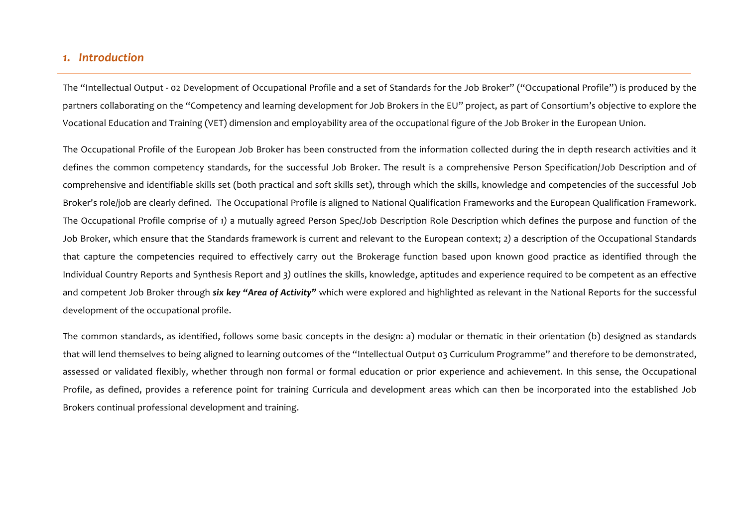## *1. Introduction*

The "Intellectual Output - 02 Development of Occupational Profile and a set of Standards for the Job Broker" ("Occupational Profile") is produced by the partners collaborating on the "Competency and learning development for Job Brokers in the EU" project, as part of Consortium's objective to explore the Vocational Education and Training (VET) dimension and employability area of the occupational figure of the Job Broker in the European Union.

The Occupational Profile of the European Job Broker has been constructed from the information collected during the in depth research activities and it defines the common competency standards, for the successful Job Broker. The result is a comprehensive Person Specification/Job Description and of comprehensive and identifiable skills set (both practical and soft skills set), through which the skills, knowledge and competencies of the successful Job Broker's role/job are clearly defined. The Occupational Profile is aligned to National Qualification Frameworks and the European Qualification Framework. The Occupational Profile comprise of *1)* a mutually agreed Person Spec/Job Description Role Description which defines the purpose and function of the Job Broker, which ensure that the Standards framework is current and relevant to the European context; *2)* a description of the Occupational Standards that capture the competencies required to effectively carry out the Brokerage function based upon known good practice as identified through the Individual Country Reports and Synthesis Report and *3)* outlines the skills, knowledge, aptitudes and experience required to be competent as an effective and competent Job Broker through ***six key "Area of Activity"*** which were explored and highlighted as relevant in the National Reports for the successful development of the occupational profile.

The common standards, as identified, follows some basic concepts in the design: a) modular or thematic in their orientation (b) designed as standards that will lend themselves to being aligned to learning outcomes of the "Intellectual Output 03 Curriculum Programme" and therefore to be demonstrated, assessed or validated flexibly, whether through non formal or formal education or prior experience and achievement. In this sense, the Occupational Profile, as defined, provides a reference point for training Curricula and development areas which can then be incorporated into the established Job Brokers continual professional development and training.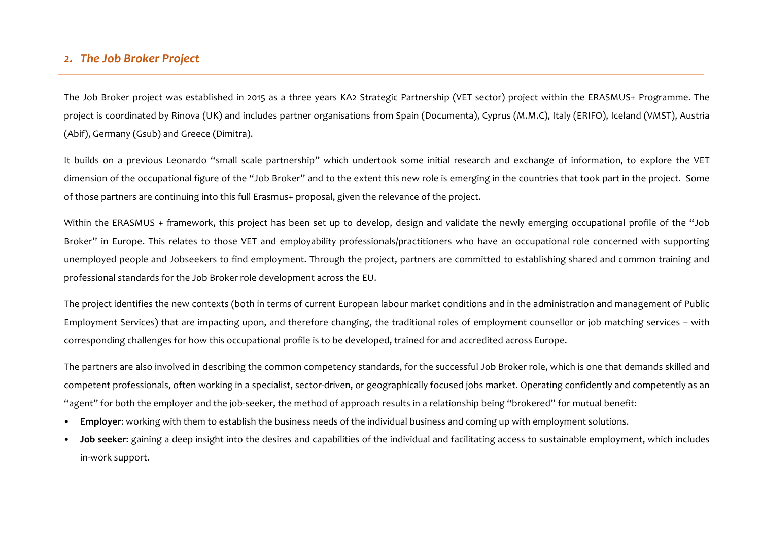## 2. *The Job Broker Project*

The Job Broker project was established in 2015 as a three years KA2 Strategic Partnership (VET sector) project within the ERASMUS+ Programme. The project is coordinated by Rinova (UK) and includes partner organisations from Spain (Documenta), Cyprus (M.M.C), Italy (ERIFO), Iceland (VMST), Austria (Abif), Germany (Gsub) and Greece (Dimitra).

It builds on a previous Leonardo "small scale partnership" which undertook some initial research and exchange of information, to explore the VET dimension of the occupational figure of the "Job Broker" and to the extent this new role is emerging in the countries that took part in the project. Some of those partners are continuing into this full Erasmus+ proposal, given the relevance of the project.

Within the ERASMUS + framework, this project has been set up to develop, design and validate the newly emerging occupational profile of the "Job Broker" in Europe. This relates to those VET and employability professionals/practitioners who have an occupational role concerned with supporting unemployed people and Jobseekers to find employment. Through the project, partners are committed to establishing shared and common training and professional standards for the Job Broker role development across the EU.

The project identifies the new contexts (both in terms of current European labour market conditions and in the administration and management of Public Employment Services) that are impacting upon, and therefore changing, the traditional roles of employment counsellor or job matching services – with corresponding challenges for how this occupational profile is to be developed, trained for and accredited across Europe.

The partners are also involved in describing the common competency standards, for the successful Job Broker role, which is one that demands skilled and competent professionals, often working in a specialist, sector-driven, or geographically focused jobs market. Operating confidently and competently as an "agent" for both the employer and the job-seeker, the method of approach results in a relationship being "brokered" for mutual benefit:

- **Employer**: working with them to establish the business needs of the individual business and coming up with employment solutions.
- **Job seeker**: gaining a deep insight into the desires and capabilities of the individual and facilitating access to sustainable employment, which includes in-work support.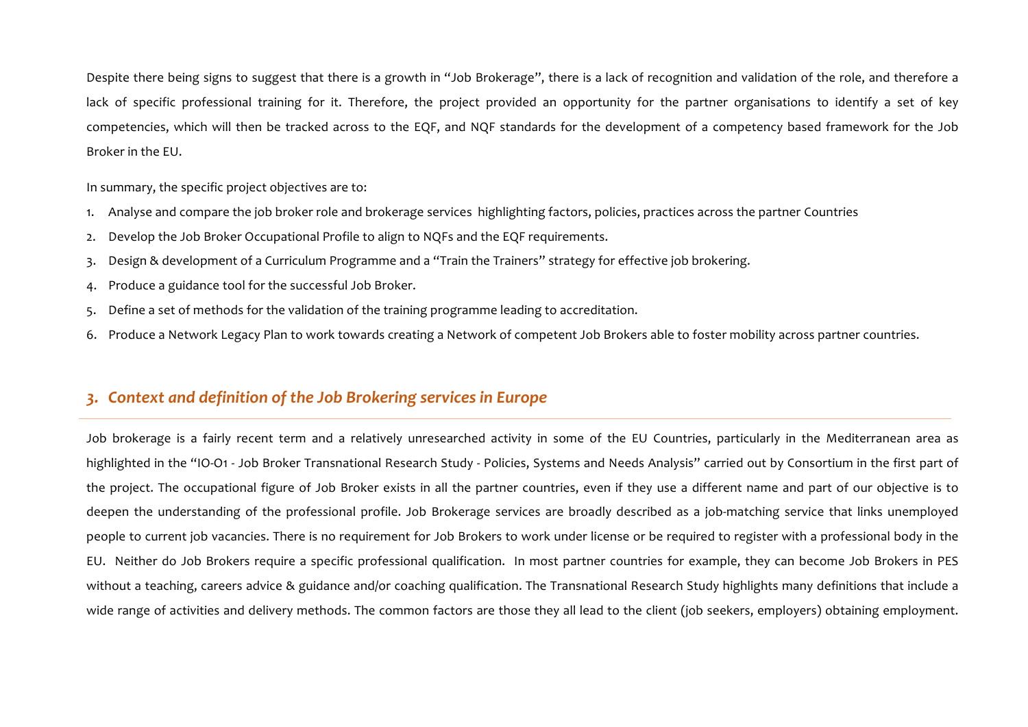Despite there being signs to suggest that there is a growth in "Job Brokerage", there is a lack of recognition and validation of the role, and therefore a lack of specific professional training for it. Therefore, the project provided an opportunity for the partner organisations to identify a set of key competencies, which will then be tracked across to the EQF, and NQF standards for the development of a competency based framework for the Job Broker in the EU.

In summary, the specific project objectives are to:

1. Analyse and compare the job broker role and brokerage services highlighting factors, policies, practices across the partner Countries
2. Develop the Job Broker Occupational Profile to align to NQFs and the EQF requirements.
3. Design & development of a Curriculum Programme and a "Train the Trainers" strategy for effective job brokering.
4. Produce a guidance tool for the successful Job Broker.
5. Define a set of methods for the validation of the training programme leading to accreditation.
6. Produce a Network Legacy Plan to work towards creating a Network of competent Job Brokers able to foster mobility across partner countries.

## *3. Context and definition of the Job Brokering services in Europe*

Job brokerage is a fairly recent term and a relatively unresearched activity in some of the EU Countries, particularly in the Mediterranean area as highlighted in the "IO-O1 - Job Broker Transnational Research Study - Policies, Systems and Needs Analysis" carried out by Consortium in the first part of the project. The occupational figure of Job Broker exists in all the partner countries, even if they use a different name and part of our objective is to deepen the understanding of the professional profile. Job Brokerage services are broadly described as a job-matching service that links unemployed people to current job vacancies. There is no requirement for Job Brokers to work under license or be required to register with a professional body in the EU. Neither do Job Brokers require a specific professional qualification. In most partner countries for example, they can become Job Brokers in PES without a teaching, careers advice & guidance and/or coaching qualification. The Transnational Research Study highlights many definitions that include a wide range of activities and delivery methods. The common factors are those they all lead to the client (job seekers, employers) obtaining employment.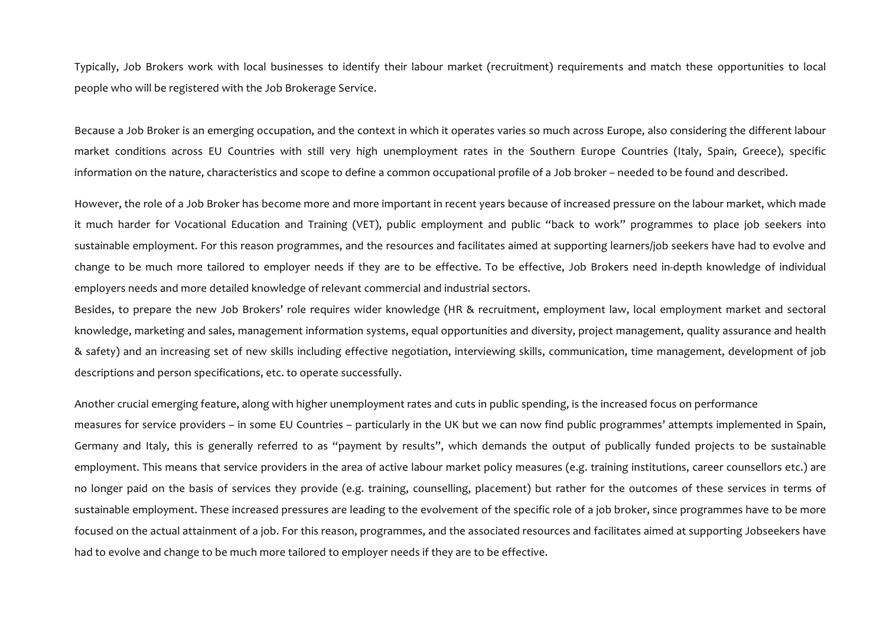Typically, Job Brokers work with local businesses to identify their labour market (recruitment) requirements and match these opportunities to local people who will be registered with the Job Brokerage Service.

Because a Job Broker is an emerging occupation, and the context in which it operates varies so much across Europe, also considering the different labour market conditions across EU Countries with still very high unemployment rates in the Southern Europe Countries (Italy, Spain, Greece), specific information on the nature, characteristics and scope to define a common occupational profile of a Job broker – needed to be found and described.

However, the role of a Job Broker has become more and more important in recent years because of increased pressure on the labour market, which made it much harder for Vocational Education and Training (VET), public employment and public "back to work" programmes to place job seekers into sustainable employment. For this reason programmes, and the resources and facilitates aimed at supporting learners/job seekers have had to evolve and change to be much more tailored to employer needs if they are to be effective. To be effective, Job Brokers need in-depth knowledge of individual employers needs and more detailed knowledge of relevant commercial and industrial sectors.

Besides, to prepare the new Job Brokers' role requires wider knowledge (HR & recruitment, employment law, local employment market and sectoral knowledge, marketing and sales, management information systems, equal opportunities and diversity, project management, quality assurance and health & safety) and an increasing set of new skills including effective negotiation, interviewing skills, communication, time management, development of job descriptions and person specifications, etc. to operate successfully.

Another crucial emerging feature, along with higher unemployment rates and cuts in public spending, is the increased focus on performance measures for service providers – in some EU Countries – particularly in the UK but we can now find public programmes' attempts implemented in Spain, Germany and Italy, this is generally referred to as "payment by results", which demands the output of publically funded projects to be sustainable employment. This means that service providers in the area of active labour market policy measures (e.g. training institutions, career counsellors etc.) are no longer paid on the basis of services they provide (e.g. training, counselling, placement) but rather for the outcomes of these services in terms of sustainable employment. These increased pressures are leading to the evolvement of the specific role of a job broker, since programmes have to be more focused on the actual attainment of a job. For this reason, programmes, and the associated resources and facilitates aimed at supporting Jobseekers have had to evolve and change to be much more tailored to employer needs if they are to be effective.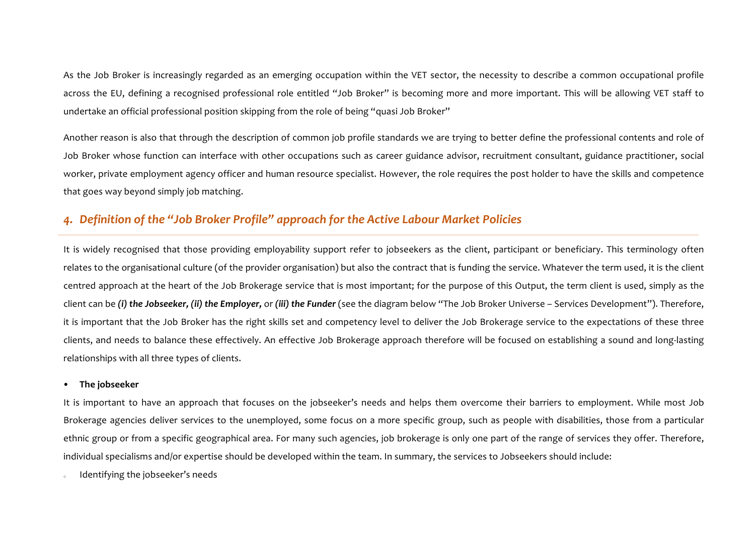As the Job Broker is increasingly regarded as an emerging occupation within the VET sector, the necessity to describe a common occupational profile across the EU, defining a recognised professional role entitled "Job Broker" is becoming more and more important. This will be allowing VET staff to undertake an official professional position skipping from the role of being "quasi Job Broker"

Another reason is also that through the description of common job profile standards we are trying to better define the professional contents and role of Job Broker whose function can interface with other occupations such as career guidance advisor, recruitment consultant, guidance practitioner, social worker, private employment agency officer and human resource specialist. However, the role requires the post holder to have the skills and competence that goes way beyond simply job matching.

## *4. Definition of the "Job Broker Profile" approach for the Active Labour Market Policies*

It is widely recognised that those providing employability support refer to jobseekers as the client, participant or beneficiary. This terminology often relates to the organisational culture (of the provider organisation) but also the contract that is funding the service. Whatever the term used, it is the client centred approach at the heart of the Job Brokerage service that is most important; for the purpose of this Output, the term client is used, simply as the client can be ***(i) the Jobseeker, (ii) the Employer,*** or ***(iii) the Funder*** (see the diagram below "The Job Broker Universe – Services Development"). Therefore, it is important that the Job Broker has the right skills set and competency level to deliver the Job Brokerage service to the expectations of these three clients, and needs to balance these effectively. An effective Job Brokerage approach therefore will be focused on establishing a sound and long-lasting relationships with all three types of clients.

- **The jobseeker**

It is important to have an approach that focuses on the jobseeker's needs and helps them overcome their barriers to employment. While most Job Brokerage agencies deliver services to the unemployed, some focus on a more specific group, such as people with disabilities, those from a particular ethnic group or from a specific geographical area. For many such agencies, job brokerage is only one part of the range of services they offer. Therefore, individual specialisms and/or expertise should be developed within the team. In summary, the services to Jobseekers should include:

- Identifying the jobseeker's needs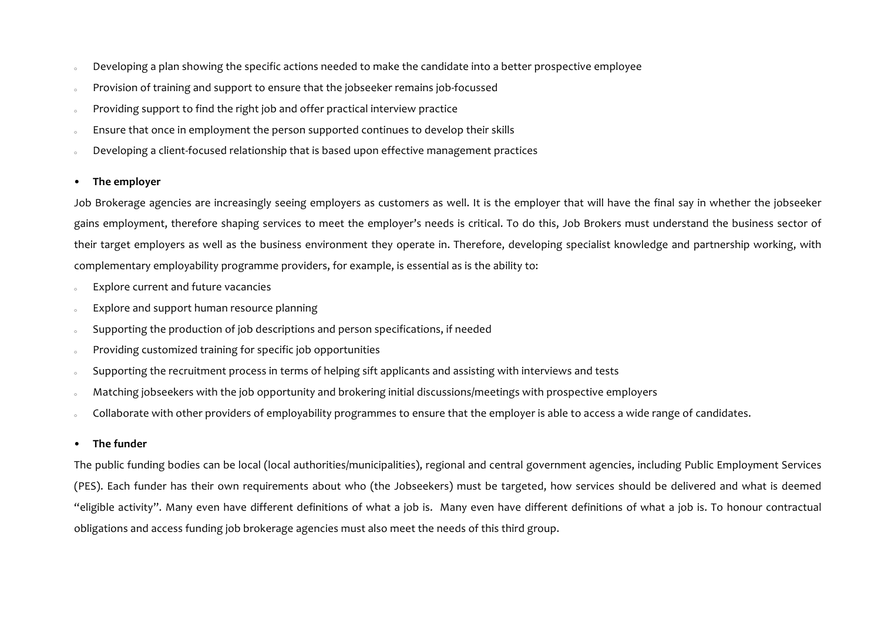- Developing a plan showing the specific actions needed to make the candidate into a better prospective employee
- Provision of training and support to ensure that the jobseeker remains job-focussed
- Providing support to find the right job and offer practical interview practice
- Ensure that once in employment the person supported continues to develop their skills
- Developing a client-focused relationship that is based upon effective management practices

- **The employer**

Job Brokerage agencies are increasingly seeing employers as customers as well. It is the employer that will have the final say in whether the jobseeker gains employment, therefore shaping services to meet the employer's needs is critical. To do this, Job Brokers must understand the business sector of their target employers as well as the business environment they operate in. Therefore, developing specialist knowledge and partnership working, with complementary employability programme providers, for example, is essential as is the ability to:

- Explore current and future vacancies
- Explore and support human resource planning
- Supporting the production of job descriptions and person specifications, if needed
- Providing customized training for specific job opportunities
- Supporting the recruitment process in terms of helping sift applicants and assisting with interviews and tests
- Matching jobseekers with the job opportunity and brokering initial discussions/meetings with prospective employers
- Collaborate with other providers of employability programmes to ensure that the employer is able to access a wide range of candidates.

- **The funder**

The public funding bodies can be local (local authorities/municipalities), regional and central government agencies, including Public Employment Services (PES). Each funder has their own requirements about who (the Jobseekers) must be targeted, how services should be delivered and what is deemed "eligible activity". Many even have different definitions of what a job is. Many even have different definitions of what a job is. To honour contractual obligations and access funding job brokerage agencies must also meet the needs of this third group.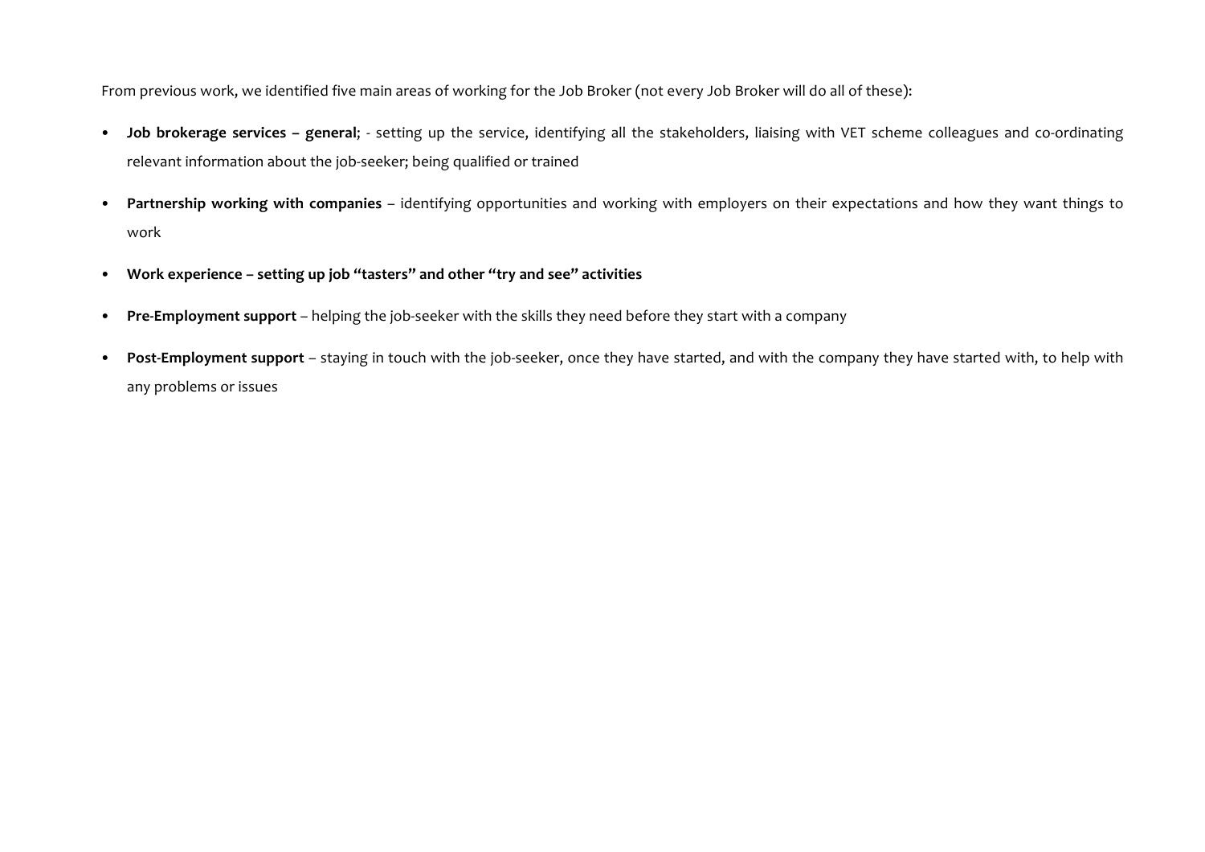From previous work, we identified five main areas of working for the Job Broker (not every Job Broker will do all of these):

- **Job brokerage services – general**; - setting up the service, identifying all the stakeholders, liaising with VET scheme colleagues and co-ordinating relevant information about the job-seeker; being qualified or trained
- **Partnership working with companies** – identifying opportunities and working with employers on their expectations and how they want things to work
- **Work experience – setting up job "tasters" and other "try and see" activities**
- **Pre-Employment support** – helping the job-seeker with the skills they need before they start with a company
- **Post-Employment support** – staying in touch with the job-seeker, once they have started, and with the company they have started with, to help with any problems or issues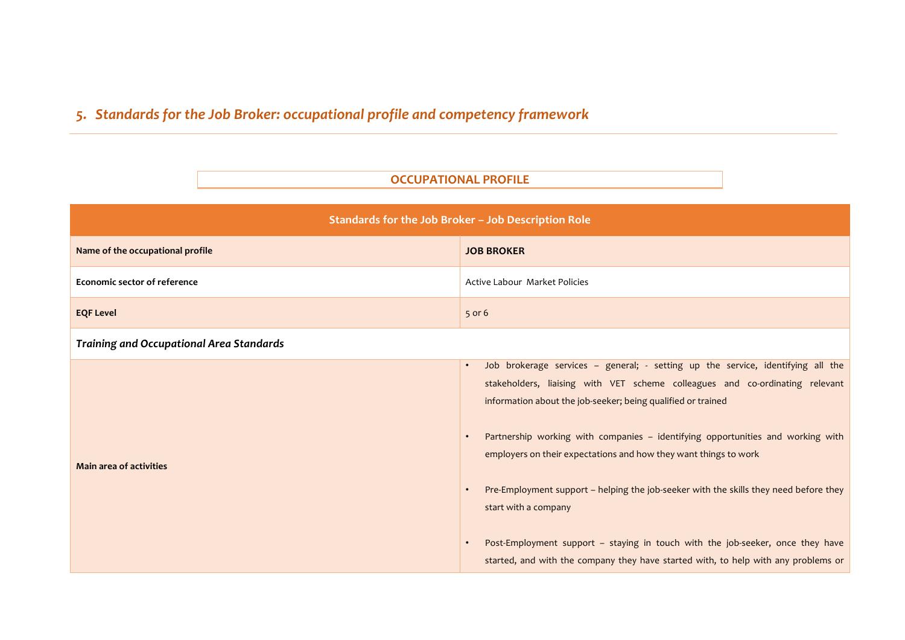## *5. Standards for the Job Broker: occupational profile and competency framework*

**OCCUPATIONAL PROFILE**

| Standards for the Job Broker – Job Description Role | |
|---|---|
| **Name of the occupational profile** | **JOB BROKER** |
| **Economic sector of reference** | Active Labour Market Policies |
| **EQF Level** | 5 or 6 |
| ***Training and Occupational Area Standards*** | |
| **Main area of activities** | • Job brokerage services – general; - setting up the service, identifying all the stakeholders, liaising with VET scheme colleagues and co-ordinating relevant information about the job-seeker; being qualified or trained<br><br>• Partnership working with companies – identifying opportunities and working with employers on their expectations and how they want things to work<br><br>• Pre-Employment support – helping the job-seeker with the skills they need before they start with a company<br><br>• Post-Employment support – staying in touch with the job-seeker, once they have started, and with the company they have started with, to help with any problems or |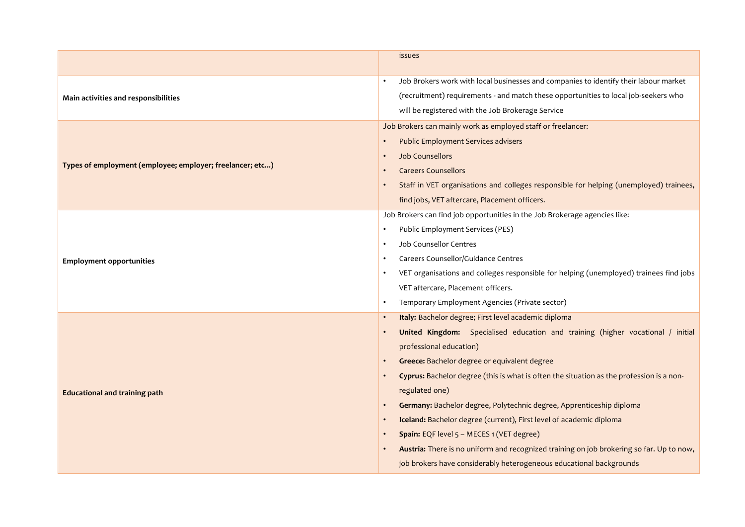| | |
|---|---|
| | issues |
| **Main activities and responsibilities** | • Job Brokers work with local businesses and companies to identify their labour market (recruitment) requirements - and match these opportunities to local job-seekers who will be registered with the Job Brokerage Service |
| **Types of employment (employee; employer; freelancer; etc...)** | Job Brokers can mainly work as employed staff or freelancer:<br>• Public Employment Services advisers<br>• Job Counsellors<br>• Careers Counsellors<br>• Staff in VET organisations and colleges responsible for helping (unemployed) trainees, find jobs, VET aftercare, Placement officers. |
| **Employment opportunities** | Job Brokers can find job opportunities in the Job Brokerage agencies like:<br>• Public Employment Services (PES)<br>• Job Counsellor Centres<br>• Careers Counsellor/Guidance Centres<br>• VET organisations and colleges responsible for helping (unemployed) trainees find jobs VET aftercare, Placement officers.<br>• Temporary Employment Agencies (Private sector) |
| **Educational and training path** | • **Italy:** Bachelor degree; First level academic diploma<br>• **United Kingdom:** Specialised education and training (higher vocational / initial professional education)<br>• **Greece:** Bachelor degree or equivalent degree<br>• **Cyprus:** Bachelor degree (this is what is often the situation as the profession is a non-regulated one)<br>• **Germany:** Bachelor degree, Polytechnic degree, Apprenticeship diploma<br>• **Iceland:** Bachelor degree (current), First level of academic diploma<br>• **Spain:** EQF level 5 – MECES 1 (VET degree)<br>• **Austria:** There is no uniform and recognized training on job brokering so far. Up to now, job brokers have considerably heterogeneous educational backgrounds |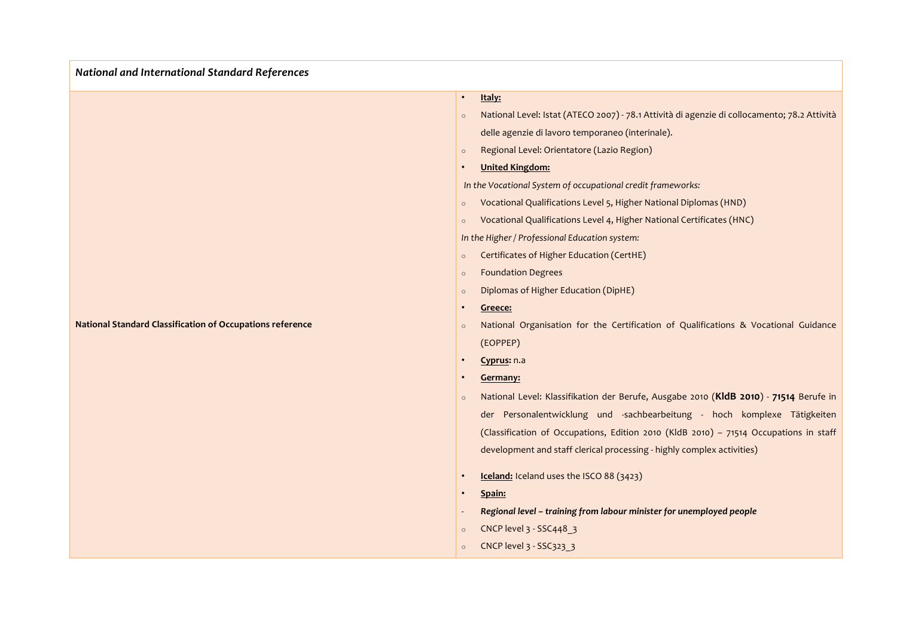| *National and International Standard References* | |
|---|---|
| **National Standard Classification of Occupations reference** | • **Italy:**<br>◦ National Level: Istat (ATECO 2007) - 78.1 Attività di agenzie di collocamento; 78.2 Attività delle agenzie di lavoro temporaneo (interinale).<br>◦ Regional Level: Orientatore (Lazio Region)<br>• **United Kingdom:**<br>*In the Vocational System of occupational credit frameworks:*<br>◦ Vocational Qualifications Level 5, Higher National Diplomas (HND)<br>◦ Vocational Qualifications Level 4, Higher National Certificates (HNC)<br>*In the Higher / Professional Education system:*<br>◦ Certificates of Higher Education (CertHE)<br>◦ Foundation Degrees<br>◦ Diplomas of Higher Education (DipHE)<br>• **Greece:**<br>◦ National Organisation for the Certification of Qualifications & Vocational Guidance (EOPPEP)<br>• **Cyprus:** n.a<br>• **Germany:**<br>◦ National Level: Klassifikation der Berufe, Ausgabe 2010 (**KldB 2010**) - **71514** Berufe in der Personalentwicklung und -sachbearbeitung - hoch komplexe Tätigkeiten (Classification of Occupations, Edition 2010 (KldB 2010) – 71514 Occupations in staff development and staff clerical processing - highly complex activities)<br>• **Iceland:** Iceland uses the ISCO 88 (3423)<br>• **Spain:**<br>- ***Regional level – training from labour minister for unemployed people***<br>◦ CNCP level 3 - SSC448_3<br>◦ CNCP level 3 - SSC323_3 |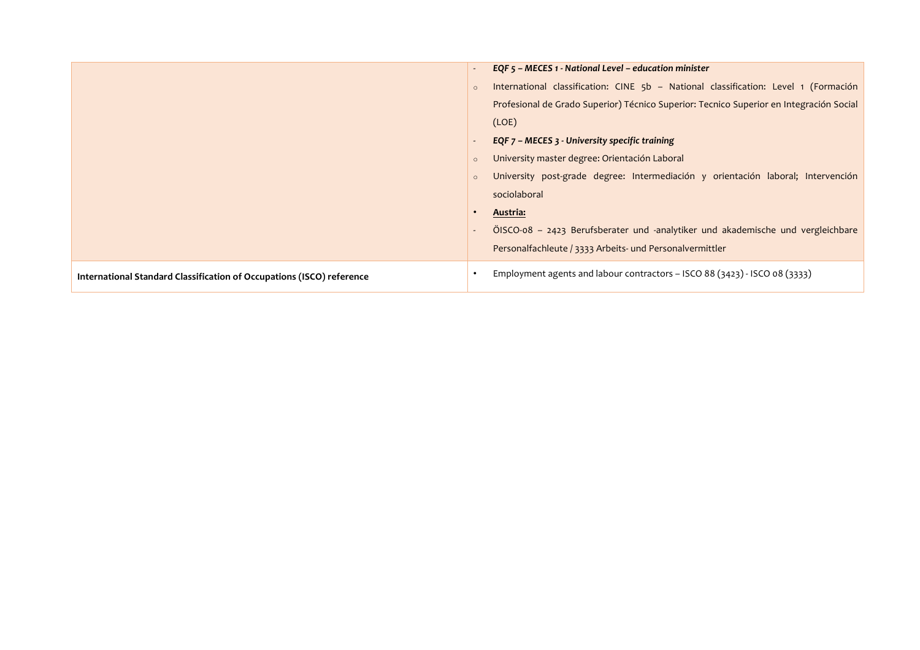| | |
|---|---|
| | - ***EQF 5 – MECES 1 - National Level – education minister*** <br> ○ International classification: CINE 5b – National classification: Level 1 (Formación Profesional de Grado Superior) Técnico Superior: Tecnico Superior en Integración Social (LOE) <br> - ***EQF 7 – MECES 3 - University specific training*** <br> ○ University master degree: Orientación Laboral <br> ○ University post-grade degree: Intermediación y orientación laboral; Intervención sociolaboral <br> • **<u>Austria:</u>** <br> - ÖISCO-08 – 2423 Berufsberater und -analytiker und akademische und vergleichbare Personalfachleute / 3333 Arbeits- und Personalvermittler |
| **International Standard Classification of Occupations (ISCO) reference** | • Employment agents and labour contractors – ISCO 88 (3423) - ISCO 08 (3333) |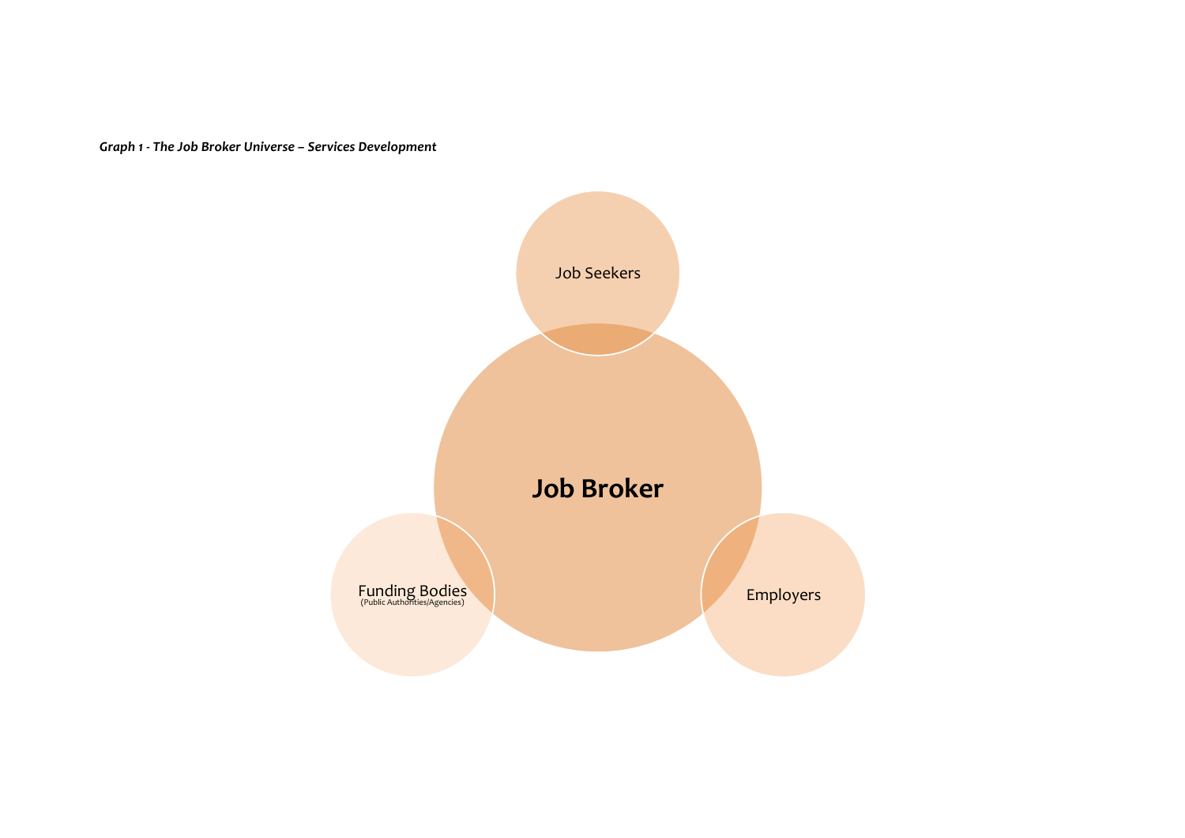*Graph 1 - The Job Broker Universe – Services Development*

Job Seekers

Job Broker

Funding Bodies
(Public Authorities/Agencies)

Employers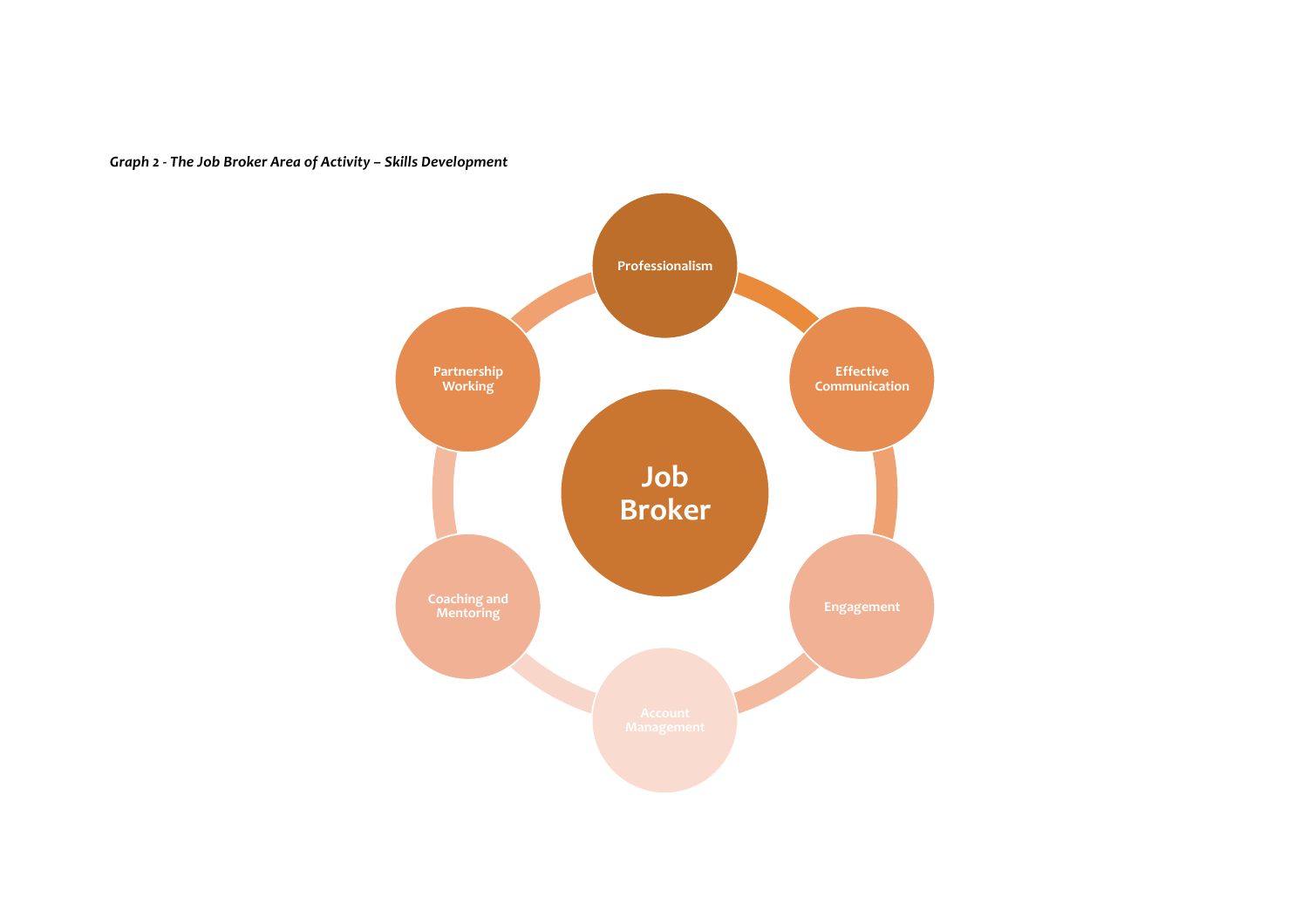*Graph 2 - The Job Broker Area of Activity – Skills Development*

Job Broker

- Professionalism
- Effective Communication
- Engagement
- Account Management
- Coaching and Mentoring
- Partnership Working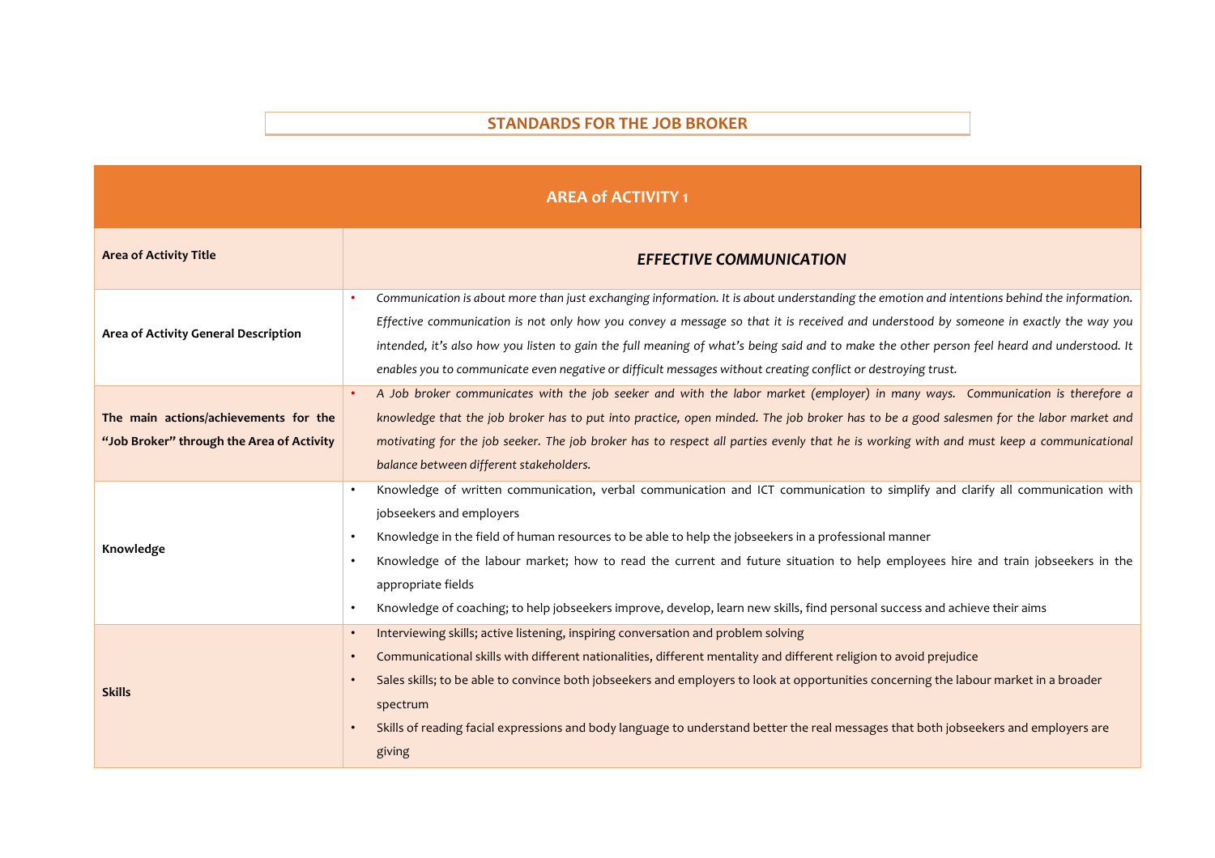# STANDARDS FOR THE JOB BROKER

| AREA of ACTIVITY 1 | |
|---|---|
| **Area of Activity Title** | ***EFFECTIVE COMMUNICATION*** |
| **Area of Activity General Description** | • *Communication is about more than just exchanging information. It is about understanding the emotion and intentions behind the information. Effective communication is not only how you convey a message so that it is received and understood by someone in exactly the way you intended, it's also how you listen to gain the full meaning of what's being said and to make the other person feel heard and understood. It enables you to communicate even negative or difficult messages without creating conflict or destroying trust.* |
| **The main actions/achievements for the "Job Broker" through the Area of Activity** | • *A Job broker communicates with the job seeker and with the labor market (employer) in many ways. Communication is therefore a knowledge that the job broker has to put into practice, open minded. The job broker has to be a good salesmen for the labor market and motivating for the job seeker. The job broker has to respect all parties evenly that he is working with and must keep a communicational balance between different stakeholders.* |
| **Knowledge** | • Knowledge of written communication, verbal communication and ICT communication to simplify and clarify all communication with jobseekers and employers<br>• Knowledge in the field of human resources to be able to help the jobseekers in a professional manner<br>• Knowledge of the labour market; how to read the current and future situation to help employees hire and train jobseekers in the appropriate fields<br>• Knowledge of coaching; to help jobseekers improve, develop, learn new skills, find personal success and achieve their aims |
| **Skills** | • Interviewing skills; active listening, inspiring conversation and problem solving<br>• Communicational skills with different nationalities, different mentality and different religion to avoid prejudice<br>• Sales skills; to be able to convince both jobseekers and employers to look at opportunities concerning the labour market in a broader spectrum<br>• Skills of reading facial expressions and body language to understand better the real messages that both jobseekers and employers are giving |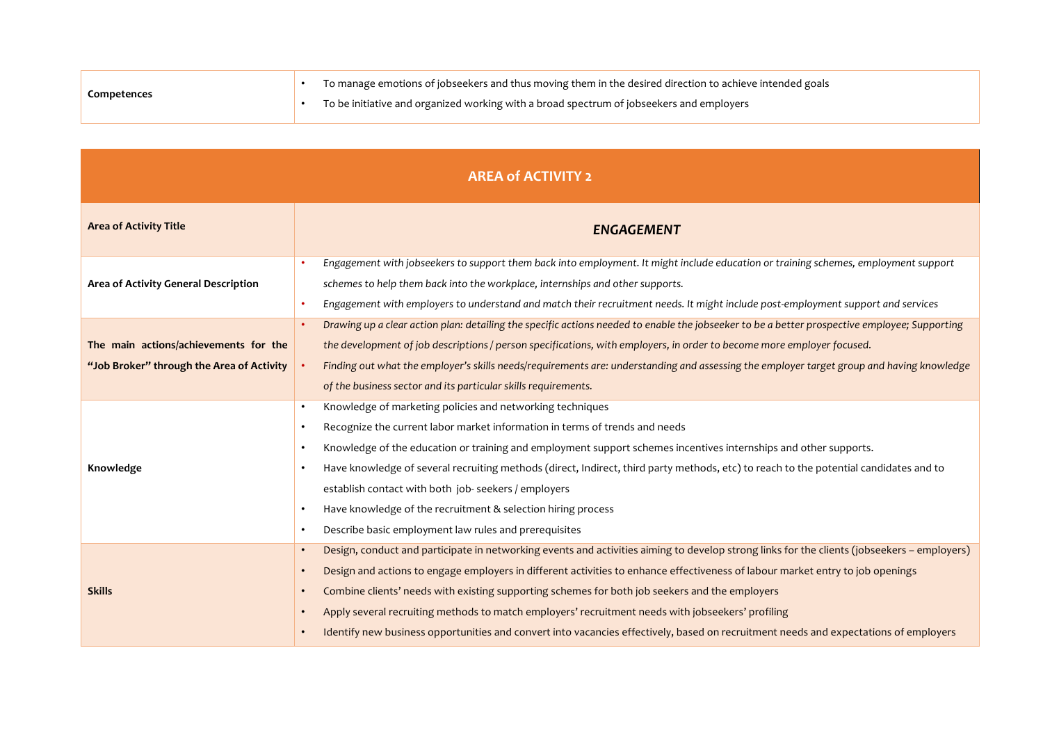| Competences | • To manage emotions of jobseekers and thus moving them in the desired direction to achieve intended goals<br>• To be initiative and organized working with a broad spectrum of jobseekers and employers |
|---|---|

| AREA of ACTIVITY 2 | |
|---|---|
| **Area of Activity Title** | ***ENGAGEMENT*** |
| **Area of Activity General Description** | • *Engagement with jobseekers to support them back into employment. It might include education or training schemes, employment support schemes to help them back into the workplace, internships and other supports.*<br>• *Engagement with employers to understand and match their recruitment needs. It might include post-employment support and services* |
| **The main actions/achievements for the "Job Broker" through the Area of Activity** | • *Drawing up a clear action plan: detailing the specific actions needed to enable the jobseeker to be a better prospective employee; Supporting the development of job descriptions / person specifications, with employers, in order to become more employer focused.*<br>• *Finding out what the employer's skills needs/requirements are: understanding and assessing the employer target group and having knowledge of the business sector and its particular skills requirements.* |
| **Knowledge** | • Knowledge of marketing policies and networking techniques<br>• Recognize the current labor market information in terms of trends and needs<br>• Knowledge of the education or training and employment support schemes incentives internships and other supports.<br>• Have knowledge of several recruiting methods (direct, Indirect, third party methods, etc) to reach to the potential candidates and to establish contact with both job- seekers / employers<br>• Have knowledge of the recruitment & selection hiring process<br>• Describe basic employment law rules and prerequisites |
| **Skills** | • Design, conduct and participate in networking events and activities aiming to develop strong links for the clients (jobseekers – employers)<br>• Design and actions to engage employers in different activities to enhance effectiveness of labour market entry to job openings<br>• Combine clients' needs with existing supporting schemes for both job seekers and the employers<br>• Apply several recruiting methods to match employers' recruitment needs with jobseekers' profiling<br>• Identify new business opportunities and convert into vacancies effectively, based on recruitment needs and expectations of employers |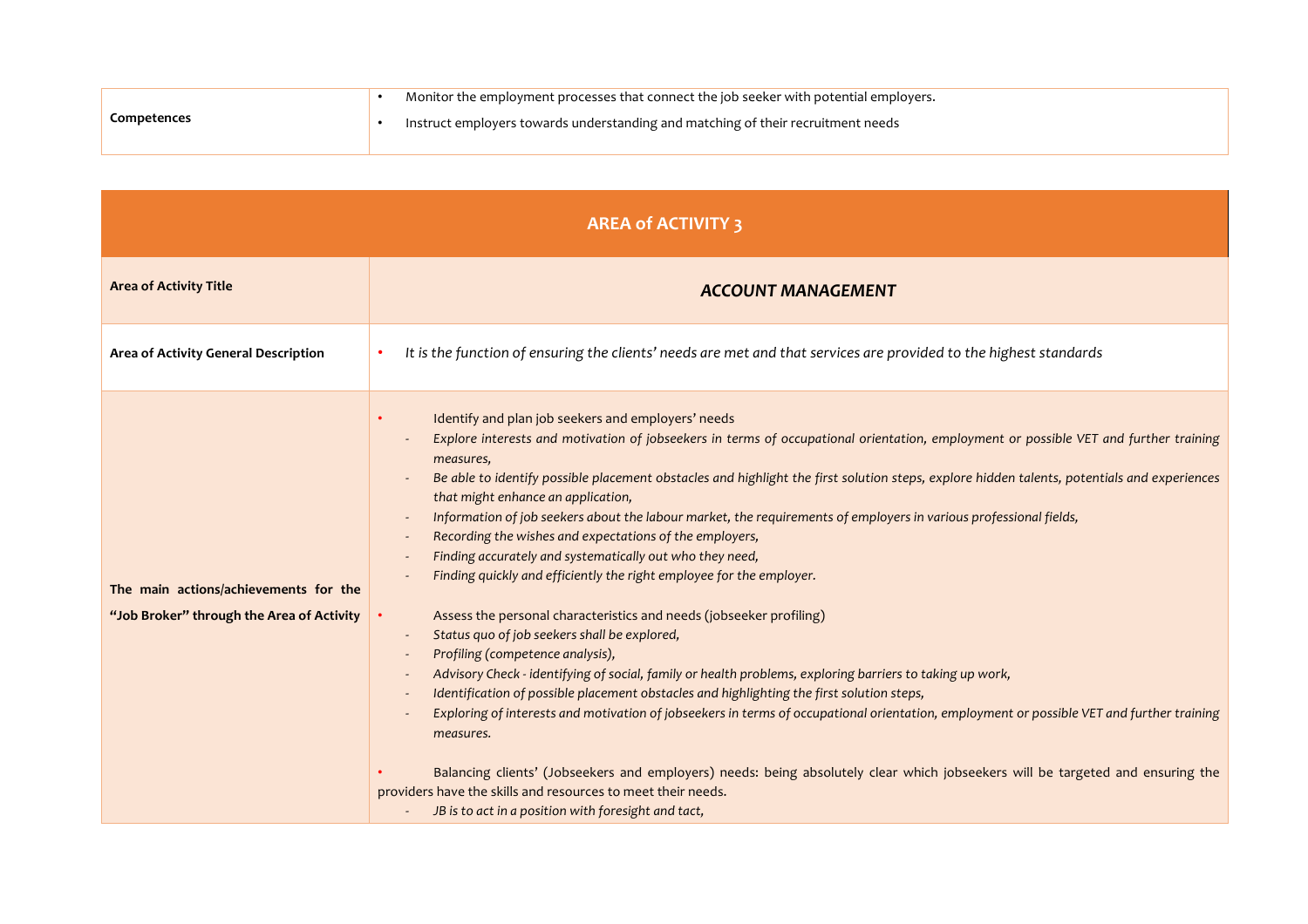| Competences | • Monitor the employment processes that connect the job seeker with potential employers.<br>• Instruct employers towards understanding and matching of their recruitment needs |
|---|---|

| **AREA of ACTIVITY 3** | |
|---|---|
| **Area of Activity Title** | ***ACCOUNT MANAGEMENT*** |
| **Area of Activity General Description** | • *It is the function of ensuring the clients' needs are met and that services are provided to the highest standards* |
| **The main actions/achievements for the "Job Broker" through the Area of Activity** | • Identify and plan job seekers and employers' needs<br>- *Explore interests and motivation of jobseekers in terms of occupational orientation, employment or possible VET and further training measures,*<br>- *Be able to identify possible placement obstacles and highlight the first solution steps, explore hidden talents, potentials and experiences that might enhance an application,*<br>- *Information of job seekers about the labour market, the requirements of employers in various professional fields,*<br>- *Recording the wishes and expectations of the employers,*<br>- *Finding accurately and systematically out who they need,*<br>- *Finding quickly and efficiently the right employee for the employer.*<br><br>• Assess the personal characteristics and needs (jobseeker profiling)<br>- *Status quo of job seekers shall be explored,*<br>- *Profiling (competence analysis),*<br>- *Advisory Check - identifying of social, family or health problems, exploring barriers to taking up work,*<br>- *Identification of possible placement obstacles and highlighting the first solution steps,*<br>- *Exploring of interests and motivation of jobseekers in terms of occupational orientation, employment or possible VET and further training measures.*<br><br>• Balancing clients' (Jobseekers and employers) needs: being absolutely clear which jobseekers will be targeted and ensuring the providers have the skills and resources to meet their needs.<br>- *JB is to act in a position with foresight and tact,* |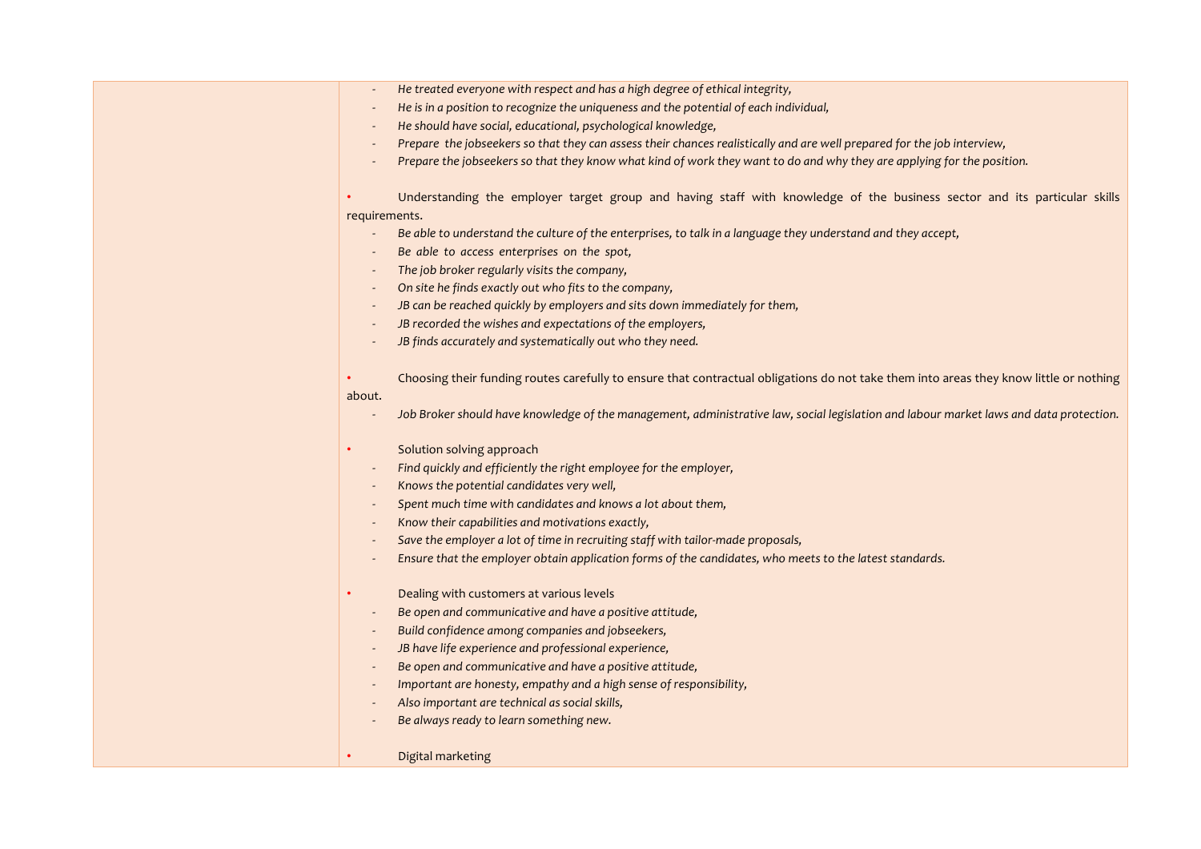- *He treated everyone with respect and has a high degree of ethical integrity,*
- *He is in a position to recognize the uniqueness and the potential of each individual,*
- *He should have social, educational, psychological knowledge,*
- *Prepare the jobseekers so that they can assess their chances realistically and are well prepared for the job interview,*
- *Prepare the jobseekers so that they know what kind of work they want to do and why they are applying for the position.*

• Understanding the employer target group and having staff with knowledge of the business sector and its particular skills requirements.

- *Be able to understand the culture of the enterprises, to talk in a language they understand and they accept,*
- *Be able to access enterprises on the spot,*
- *The job broker regularly visits the company,*
- *On site he finds exactly out who fits to the company,*
- *JB can be reached quickly by employers and sits down immediately for them,*
- *JB recorded the wishes and expectations of the employers,*
- *JB finds accurately and systematically out who they need.*

• Choosing their funding routes carefully to ensure that contractual obligations do not take them into areas they know little or nothing about.

- *Job Broker should have knowledge of the management, administrative law, social legislation and labour market laws and data protection.*

• Solution solving approach

- *Find quickly and efficiently the right employee for the employer,*
- *Knows the potential candidates very well,*
- *Spent much time with candidates and knows a lot about them,*
- *Know their capabilities and motivations exactly,*
- *Save the employer a lot of time in recruiting staff with tailor-made proposals,*
- *Ensure that the employer obtain application forms of the candidates, who meets to the latest standards.*

• Dealing with customers at various levels

- *Be open and communicative and have a positive attitude,*
- *Build confidence among companies and jobseekers,*
- *JB have life experience and professional experience,*
- *Be open and communicative and have a positive attitude,*
- *Important are honesty, empathy and a high sense of responsibility,*
- *Also important are technical as social skills,*
- *Be always ready to learn something new.*

• Digital marketing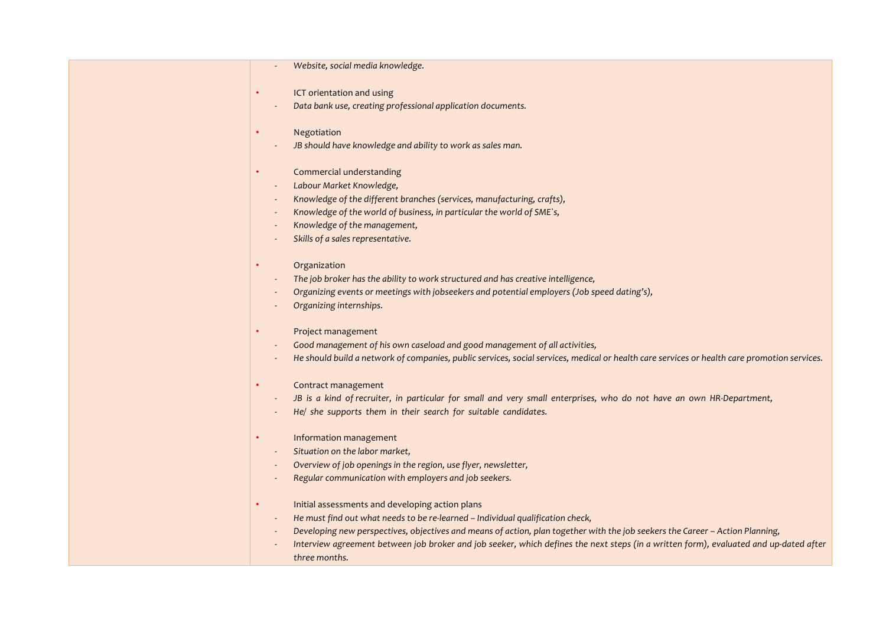|  |  |
|---|---|
|  | - *Website, social media knowledge.*<br><br>• ICT orientation and using<br>- *Data bank use, creating professional application documents.*<br><br>• Negotiation<br>- *JB should have knowledge and ability to work as sales man.*<br><br>• Commercial understanding<br>- *Labour Market Knowledge,*<br>- *Knowledge of the different branches (services, manufacturing, crafts),*<br>- *Knowledge of the world of business, in particular the world of SME`s,*<br>- *Knowledge of the management,*<br>- *Skills of a sales representative.*<br><br>• Organization<br>- *The job broker has the ability to work structured and has creative intelligence,*<br>- *Organizing events or meetings with jobseekers and potential employers (Job speed dating's),*<br>- *Organizing internships.*<br><br>• Project management<br>- *Good management of his own caseload and good management of all activities,*<br>- *He should build a network of companies, public services, social services, medical or health care services or health care promotion services.*<br><br>• Contract management<br>- *JB is a kind of recruiter, in particular for small and very small enterprises, who do not have an own HR-Department,*<br>- *He/ she supports them in their search for suitable candidates.*<br><br>• Information management<br>- *Situation on the labor market,*<br>- *Overview of job openings in the region, use flyer, newsletter,*<br>- *Regular communication with employers and job seekers.*<br><br>• Initial assessments and developing action plans<br>- *He must find out what needs to be re-learned – Individual qualification check,*<br>- *Developing new perspectives, objectives and means of action, plan together with the job seekers the Career – Action Planning,*<br>- *Interview agreement between job broker and job seeker, which defines the next steps (in a written form), evaluated and up-dated after three months.* |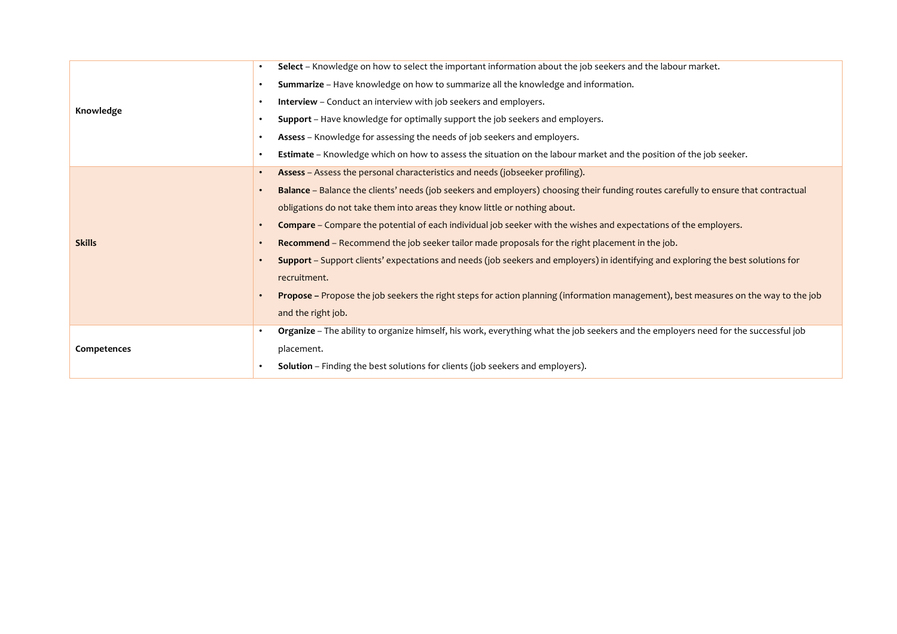|  |  |
|---|---|
| **Knowledge** | • **Select** – Knowledge on how to select the important information about the job seekers and the labour market.<br>• **Summarize** – Have knowledge on how to summarize all the knowledge and information.<br>• **Interview** – Conduct an interview with job seekers and employers.<br>• **Support** – Have knowledge for optimally support the job seekers and employers.<br>• **Assess** – Knowledge for assessing the needs of job seekers and employers.<br>• **Estimate** – Knowledge which on how to assess the situation on the labour market and the position of the job seeker. |
| **Skills** | • **Assess** – Assess the personal characteristics and needs (jobseeker profiling).<br>• **Balance** – Balance the clients' needs (job seekers and employers) choosing their funding routes carefully to ensure that contractual obligations do not take them into areas they know little or nothing about.<br>• **Compare** – Compare the potential of each individual job seeker with the wishes and expectations of the employers.<br>• **Recommend** – Recommend the job seeker tailor made proposals for the right placement in the job.<br>• **Support** – Support clients' expectations and needs (job seekers and employers) in identifying and exploring the best solutions for recruitment.<br>• **Propose –** Propose the job seekers the right steps for action planning (information management), best measures on the way to the job and the right job. |
| **Competences** | • **Organize** – The ability to organize himself, his work, everything what the job seekers and the employers need for the successful job placement.<br>• **Solution** – Finding the best solutions for clients (job seekers and employers). |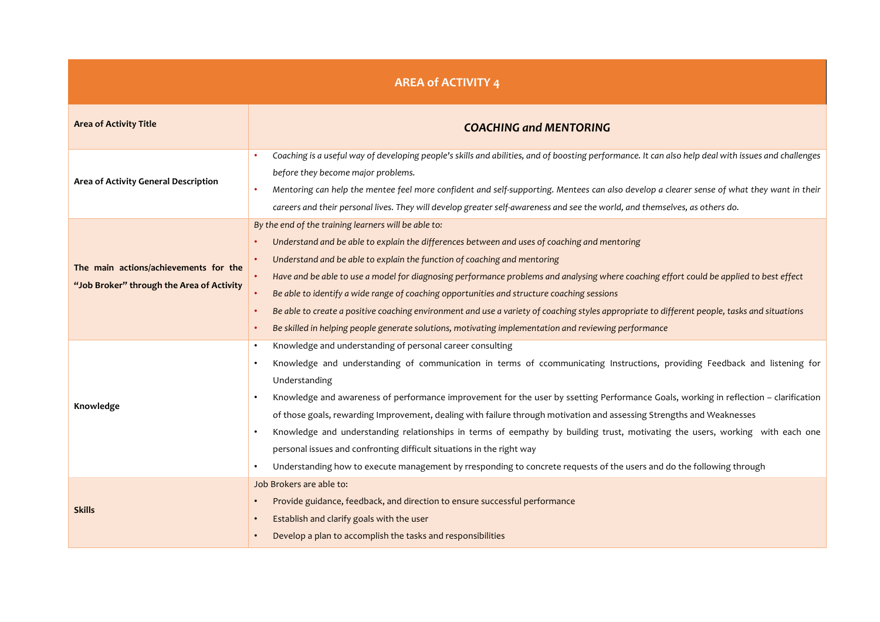| AREA of ACTIVITY 4 | |
|---|---|
| **Area of Activity Title** | ***COACHING and MENTORING*** |
| **Area of Activity General Description** | • *Coaching is a useful way of developing people's skills and abilities, and of boosting performance. It can also help deal with issues and challenges before they become major problems.*<br>• *Mentoring can help the mentee feel more confident and self-supporting. Mentees can also develop a clearer sense of what they want in their careers and their personal lives. They will develop greater self-awareness and see the world, and themselves, as others do.* |
| **The main actions/achievements for the "Job Broker" through the Area of Activity** | *By the end of the training learners will be able to:*<br>• *Understand and be able to explain the differences between and uses of coaching and mentoring*<br>• *Understand and be able to explain the function of coaching and mentoring*<br>• *Have and be able to use a model for diagnosing performance problems and analysing where coaching effort could be applied to best effect*<br>• *Be able to identify a wide range of coaching opportunities and structure coaching sessions*<br>• *Be able to create a positive coaching environment and use a variety of coaching styles appropriate to different people, tasks and situations*<br>• *Be skilled in helping people generate solutions, motivating implementation and reviewing performance* |
| **Knowledge** | • Knowledge and understanding of personal career consulting<br>• Knowledge and understanding of communication in terms of ccommunicating Instructions, providing Feedback and listening for Understanding<br>• Knowledge and awareness of performance improvement for the user by ssetting Performance Goals, working in reflection – clarification of those goals, rewarding Improvement, dealing with failure through motivation and assessing Strengths and Weaknesses<br>• Knowledge and understanding relationships in terms of eempathy by building trust, motivating the users, working with each one personal issues and confronting difficult situations in the right way<br>• Understanding how to execute management by rresponding to concrete requests of the users and do the following through |
| **Skills** | Job Brokers are able to:<br>• Provide guidance, feedback, and direction to ensure successful performance<br>• Establish and clarify goals with the user<br>• Develop a plan to accomplish the tasks and responsibilities |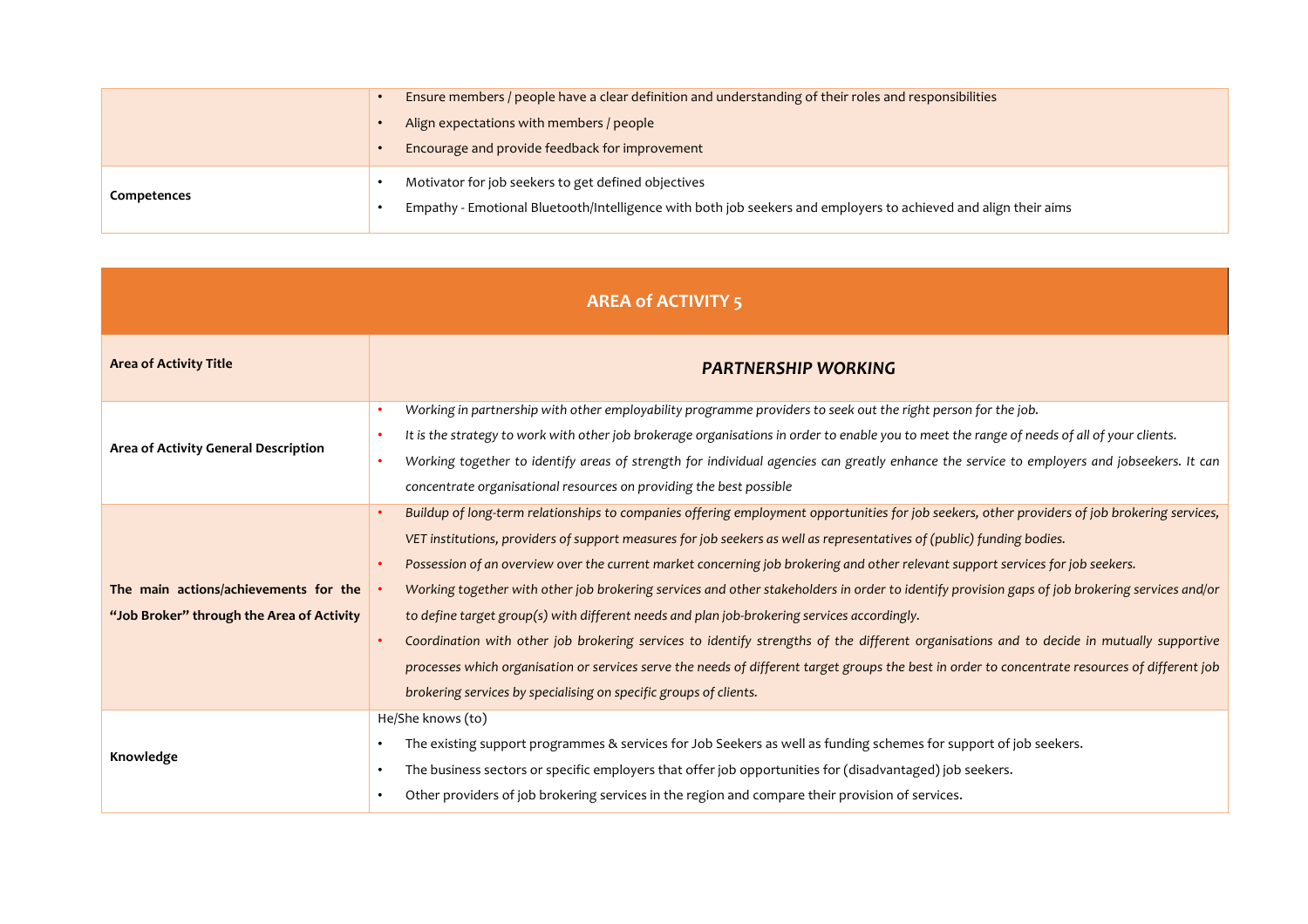| | |
|---|---|
| | • Ensure members / people have a clear definition and understanding of their roles and responsibilities<br>• Align expectations with members / people<br>• Encourage and provide feedback for improvement |
| **Competences** | • Motivator for job seekers to get defined objectives<br>• Empathy - Emotional Bluetooth/Intelligence with both job seekers and employers to achieved and align their aims |

| **AREA of ACTIVITY 5** | |
|---|---|
| **Area of Activity Title** | ***PARTNERSHIP WORKING*** |
| **Area of Activity General Description** | • *Working in partnership with other employability programme providers to seek out the right person for the job.*<br>• *It is the strategy to work with other job brokerage organisations in order to enable you to meet the range of needs of all of your clients.*<br>• *Working together to identify areas of strength for individual agencies can greatly enhance the service to employers and jobseekers. It can concentrate organisational resources on providing the best possible* |
| **The main actions/achievements for the "Job Broker" through the Area of Activity** | • *Buildup of long-term relationships to companies offering employment opportunities for job seekers, other providers of job brokering services, VET institutions, providers of support measures for job seekers as well as representatives of (public) funding bodies.*<br>• *Possession of an overview over the current market concerning job brokering and other relevant support services for job seekers.*<br>• *Working together with other job brokering services and other stakeholders in order to identify provision gaps of job brokering services and/or to define target group(s) with different needs and plan job-brokering services accordingly.*<br>• *Coordination with other job brokering services to identify strengths of the different organisations and to decide in mutually supportive processes which organisation or services serve the needs of different target groups the best in order to concentrate resources of different job brokering services by specialising on specific groups of clients.* |
| **Knowledge** | He/She knows (to)<br>• The existing support programmes & services for Job Seekers as well as funding schemes for support of job seekers.<br>• The business sectors or specific employers that offer job opportunities for (disadvantaged) job seekers.<br>• Other providers of job brokering services in the region and compare their provision of services. |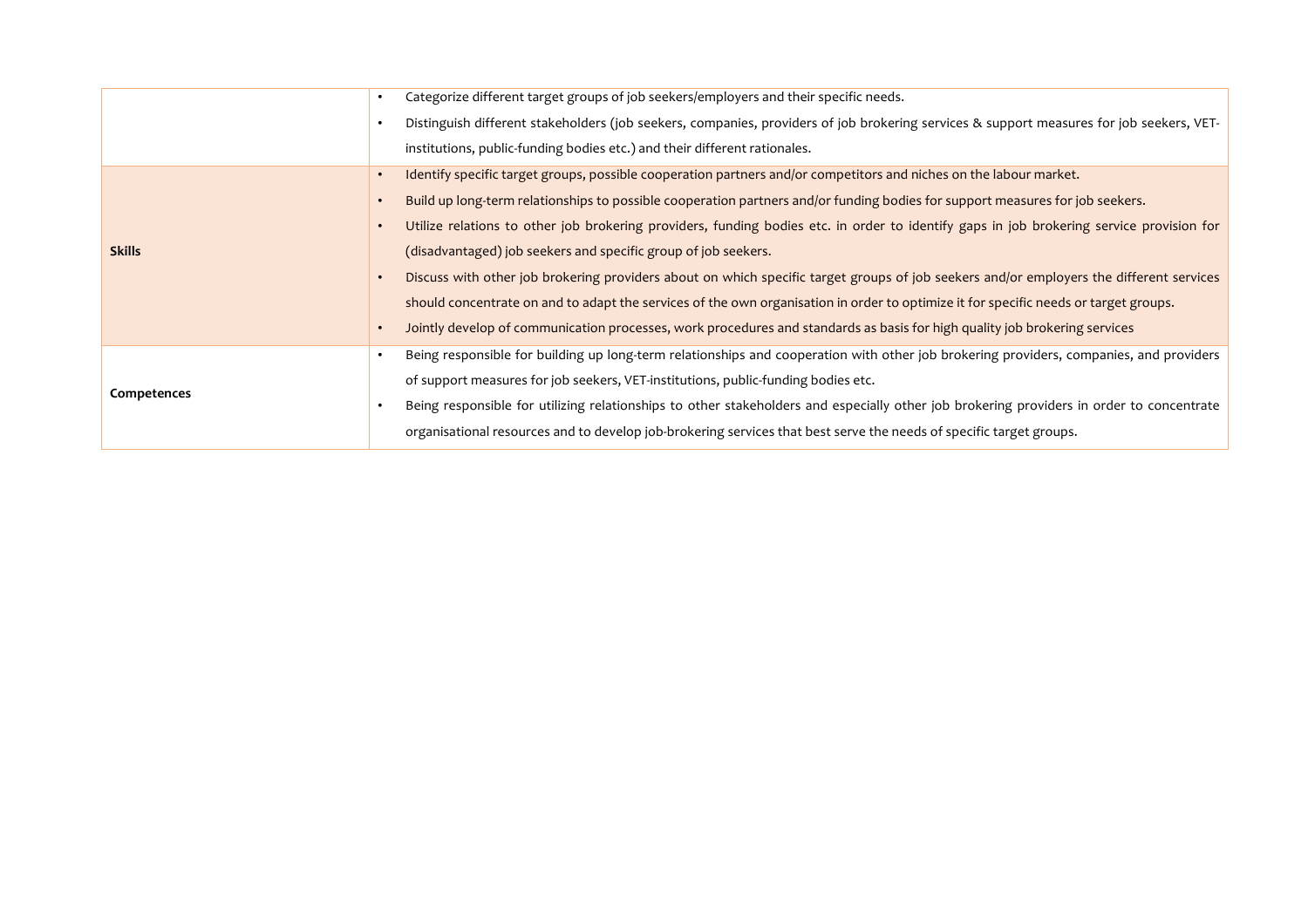| | |
|---|---|
| | • Categorize different target groups of job seekers/employers and their specific needs.<br>• Distinguish different stakeholders (job seekers, companies, providers of job brokering services & support measures for job seekers, VET-institutions, public-funding bodies etc.) and their different rationales. |
| **Skills** | • Identify specific target groups, possible cooperation partners and/or competitors and niches on the labour market.<br>• Build up long-term relationships to possible cooperation partners and/or funding bodies for support measures for job seekers.<br>• Utilize relations to other job brokering providers, funding bodies etc. in order to identify gaps in job brokering service provision for (disadvantaged) job seekers and specific group of job seekers.<br>• Discuss with other job brokering providers about on which specific target groups of job seekers and/or employers the different services should concentrate on and to adapt the services of the own organisation in order to optimize it for specific needs or target groups.<br>• Jointly develop of communication processes, work procedures and standards as basis for high quality job brokering services |
| **Competences** | • Being responsible for building up long-term relationships and cooperation with other job brokering providers, companies, and providers of support measures for job seekers, VET-institutions, public-funding bodies etc.<br>• Being responsible for utilizing relationships to other stakeholders and especially other job brokering providers in order to concentrate organisational resources and to develop job-brokering services that best serve the needs of specific target groups. |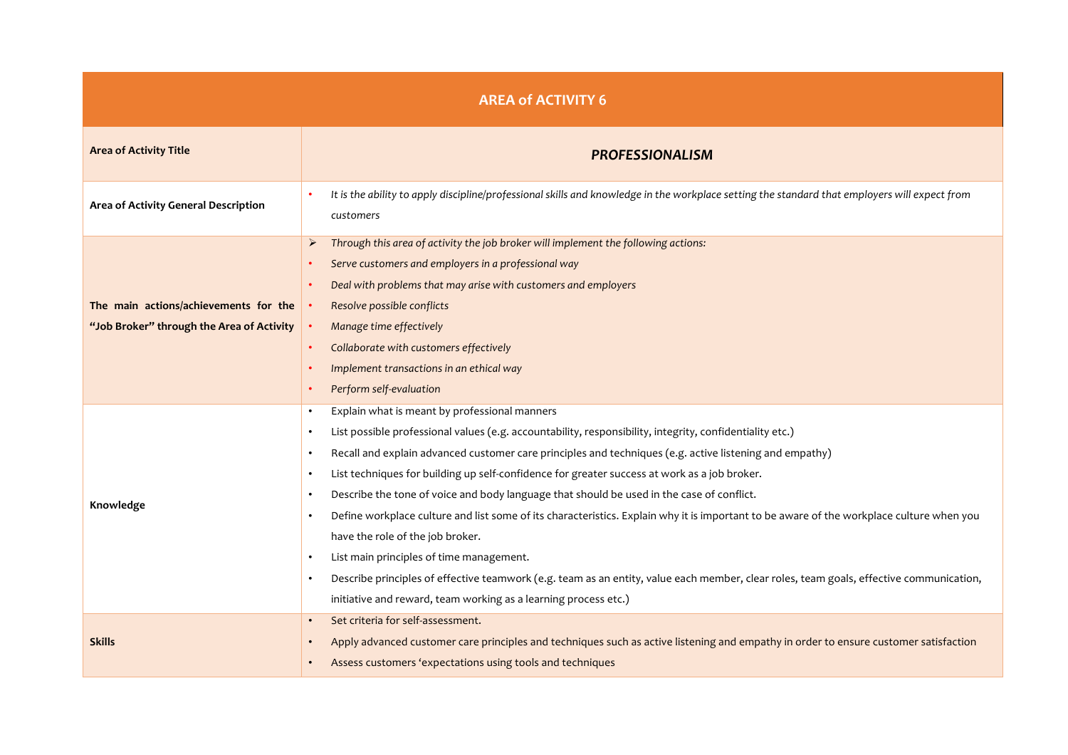| AREA of ACTIVITY 6 | |
|---|---|
| **Area of Activity Title** | ***PROFESSIONALISM*** |
| **Area of Activity General Description** | • *It is the ability to apply discipline/professional skills and knowledge in the workplace setting the standard that employers will expect from customers* |
| **The main actions/achievements for the "Job Broker" through the Area of Activity** | ➢ *Through this area of activity the job broker will implement the following actions:*<br>• *Serve customers and employers in a professional way*<br>• *Deal with problems that may arise with customers and employers*<br>• *Resolve possible conflicts*<br>• *Manage time effectively*<br>• *Collaborate with customers effectively*<br>• *Implement transactions in an ethical way*<br>• *Perform self-evaluation* |
| **Knowledge** | • Explain what is meant by professional manners<br>• List possible professional values (e.g. accountability, responsibility, integrity, confidentiality etc.)<br>• Recall and explain advanced customer care principles and techniques (e.g. active listening and empathy)<br>• List techniques for building up self-confidence for greater success at work as a job broker.<br>• Describe the tone of voice and body language that should be used in the case of conflict.<br>• Define workplace culture and list some of its characteristics. Explain why it is important to be aware of the workplace culture when you have the role of the job broker.<br>• List main principles of time management.<br>• Describe principles of effective teamwork (e.g. team as an entity, value each member, clear roles, team goals, effective communication, initiative and reward, team working as a learning process etc.) |
| **Skills** | • Set criteria for self-assessment.<br>• Apply advanced customer care principles and techniques such as active listening and empathy in order to ensure customer satisfaction<br>• Assess customers 'expectations using tools and techniques |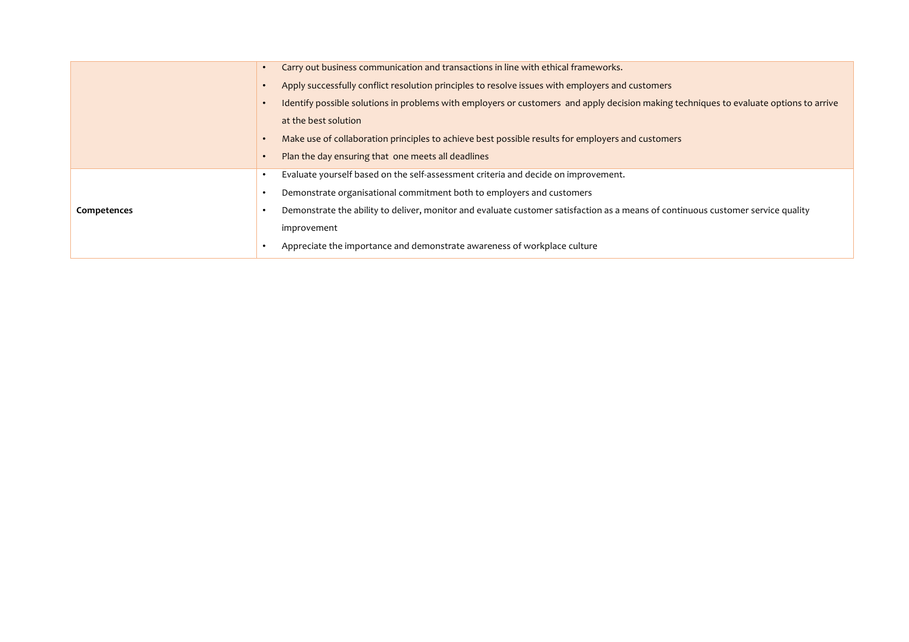| | |
|---|---|
| | • Carry out business communication and transactions in line with ethical frameworks.<br>• Apply successfully conflict resolution principles to resolve issues with employers and customers<br>• Identify possible solutions in problems with employers or customers and apply decision making techniques to evaluate options to arrive at the best solution<br>• Make use of collaboration principles to achieve best possible results for employers and customers<br>• Plan the day ensuring that one meets all deadlines |
| **Competences** | • Evaluate yourself based on the self-assessment criteria and decide on improvement.<br>• Demonstrate organisational commitment both to employers and customers<br>• Demonstrate the ability to deliver, monitor and evaluate customer satisfaction as a means of continuous customer service quality improvement<br>• Appreciate the importance and demonstrate awareness of workplace culture |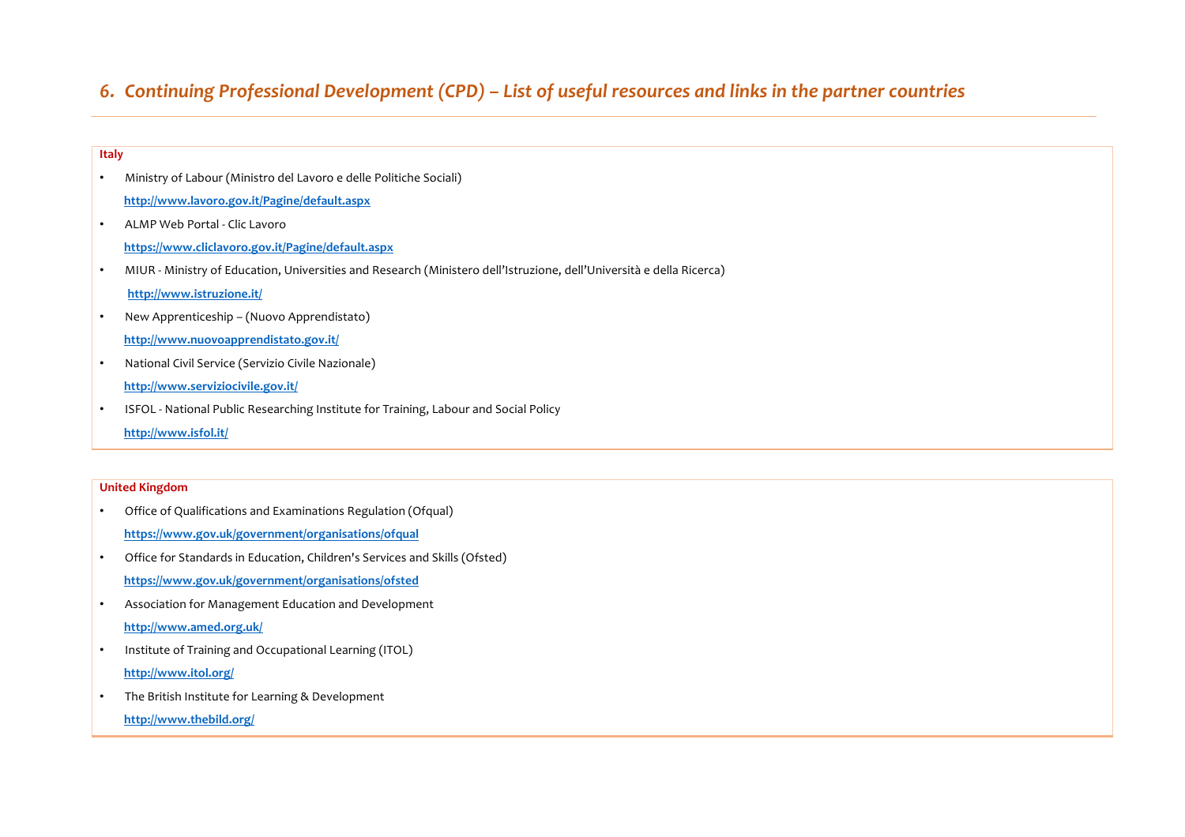## *6. Continuing Professional Development (CPD) – List of useful resources and links in the partner countries*

**Italy**

- Ministry of Labour (Ministro del Lavoro e delle Politiche Sociali)
  **http://www.lavoro.gov.it/Pagine/default.aspx**
- ALMP Web Portal - Clic Lavoro
  **https://www.cliclavoro.gov.it/Pagine/default.aspx**
- MIUR - Ministry of Education, Universities and Research (Ministero dell'Istruzione, dell'Università e della Ricerca)
  **http://www.istruzione.it/**
- New Apprenticeship – (Nuovo Apprendistato)
  **http://www.nuovoapprendistato.gov.it/**
- National Civil Service (Servizio Civile Nazionale)
  **http://www.serviziocivile.gov.it/**
- ISFOL - National Public Researching Institute for Training, Labour and Social Policy
  **http://www.isfol.it/**

**United Kingdom**

- Office of Qualifications and Examinations Regulation (Ofqual)
  **https://www.gov.uk/government/organisations/ofqual**
- Office for Standards in Education, Children's Services and Skills (Ofsted)
  **https://www.gov.uk/government/organisations/ofsted**
- Association for Management Education and Development
  **http://www.amed.org.uk/**
- Institute of Training and Occupational Learning (ITOL)
  **http://www.itol.org/**
- The British Institute for Learning & Development
  **http://www.thebild.org/**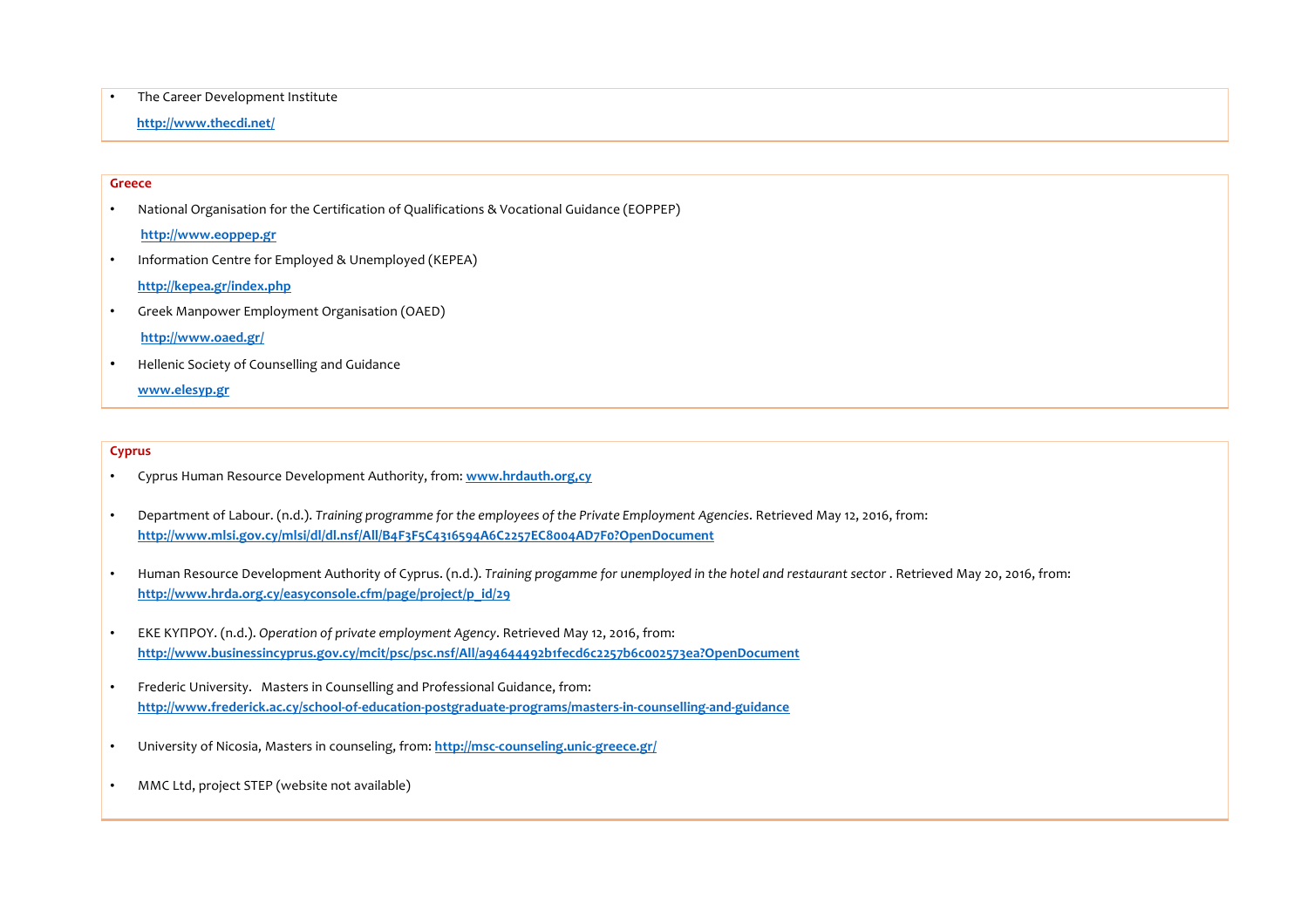- The Career Development Institute

  **http://www.thecdi.net/**

**Greece**

- National Organisation for the Certification of Qualifications & Vocational Guidance (EOPPEP)

  **http://www.eoppep.gr**

- Information Centre for Employed & Unemployed (KEPEA)

  **http://kepea.gr/index.php**

- Greek Manpower Employment Organisation (OAED)

  **http://www.oaed.gr/**

- Hellenic Society of Counselling and Guidance

  **www.elesyp.gr**

**Cyprus**

- Cyprus Human Resource Development Authority, from: **www.hrdauth.org,cy**

- Department of Labour. (n.d.). *Training programme for the employees of the Private Employment Agencies*. Retrieved May 12, 2016, from: **http://www.mlsi.gov.cy/mlsi/dl/dl.nsf/All/B4F3F5C4316594A6C2257EC8004AD7F0?OpenDocument**

- Human Resource Development Authority of Cyprus. (n.d.). *Training progamme for unemployed in the hotel and restaurant sector* . Retrieved May 20, 2016, from: **http://www.hrda.org.cy/easyconsole.cfm/page/project/p_id/29**

- ΕΚΕ ΚΥΠΡΟΥ. (n.d.). *Operation of private employment Agency*. Retrieved May 12, 2016, from: **http://www.businessincyprus.gov.cy/mcit/psc/psc.nsf/All/a94644492b1fecd6c2257b6c002573ea?OpenDocument**

- Frederic University. Masters in Counselling and Professional Guidance, from: **http://www.frederick.ac.cy/school-of-education-postgraduate-programs/masters-in-counselling-and-guidance**

- University of Nicosia, Masters in counseling, from: **http://msc-counseling.unic-greece.gr/**

- MMC Ltd, project STEP (website not available)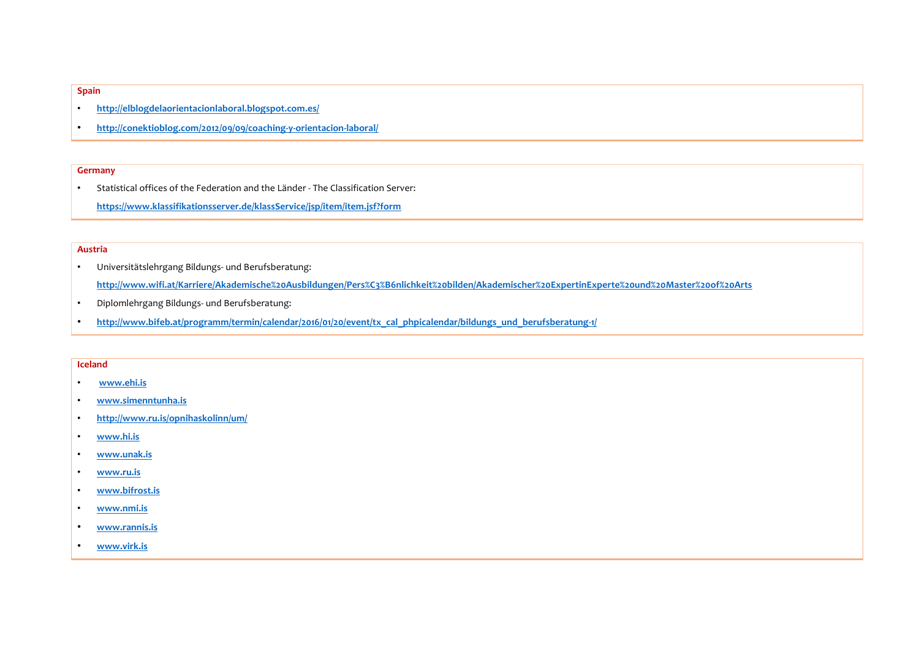**Spain**

- http://elblogdelaorientacionlaboral.blogspot.com.es/
- http://conektioblog.com/2012/09/09/coaching-y-orientacion-laboral/

**Germany**

- Statistical offices of the Federation and the Länder - The Classification Server:

  https://www.klassifikationsserver.de/klassService/jsp/item/item.jsf?form

**Austria**

- Universitätslehrgang Bildungs- und Berufsberatung:

  http://www.wifi.at/Karriere/Akademische%20Ausbildungen/Pers%C3%B6nlichkeit%20bilden/Akademischer%20ExpertinExperte%20und%20Master%20of%20Arts
- Diplomlehrgang Bildungs- und Berufsberatung:
- http://www.bifeb.at/programm/termin/calendar/2016/01/20/event/tx_cal_phpicalendar/bildungs_und_berufsberatung-1/

**Iceland**

- www.ehi.is
- www.simenntunha.is
- http://www.ru.is/opnihaskolinn/um/
- www.hi.is
- www.unak.is
- www.ru.is
- www.bifrost.is
- www.nmi.is
- www.rannis.is
- www.virk.is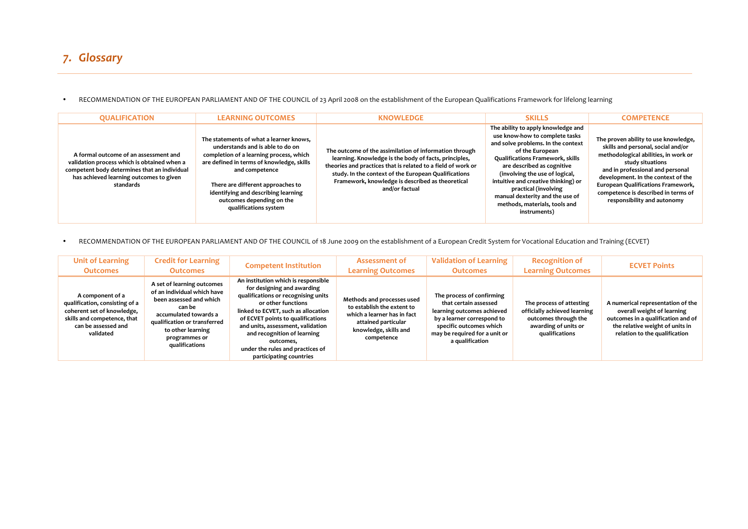## *7. Glossary*

- RECOMMENDATION OF THE EUROPEAN PARLIAMENT AND OF THE COUNCIL of 23 April 2008 on the establishment of the European Qualifications Framework for lifelong learning

| QUALIFICATION | LEARNING OUTCOMES | KNOWLEDGE | SKILLS | COMPETENCE |
|---|---|---|---|---|
| **A formal outcome of an assessment and validation process which is obtained when a competent body determines that an individual has achieved learning outcomes to given standards** | **The statements of what a learner knows, understands and is able to do on completion of a learning process, which are defined in terms of knowledge, skills and competence**<br><br>**There are different approaches to identifying and describing learning outcomes depending on the qualifications system** | **The outcome of the assimilation of information through learning. Knowledge is the body of facts, principles, theories and practices that is related to a field of work or study. In the context of the European Qualifications Framework, knowledge is described as theoretical and/or factual** | **The ability to apply knowledge and use know-how to complete tasks and solve problems. In the context of the European Qualifications Framework, skills are described as cognitive (involving the use of logical, intuitive and creative thinking) or practical (involving manual dexterity and the use of methods, materials, tools and instruments)** | **The proven ability to use knowledge, skills and personal, social and/or methodological abilities, in work or study situations and in professional and personal development. In the context of the European Qualifications Framework, competence is described in terms of responsibility and autonomy** |

- RECOMMENDATION OF THE EUROPEAN PARLIAMENT AND OF THE COUNCIL of 18 June 2009 on the establishment of a European Credit System for Vocational Education and Training (ECVET)

| Unit of Learning Outcomes | Credit for Learning Outcomes | Competent Institution | Assessment of Learning Outcomes | Validation of Learning Outcomes | Recognition of Learning Outcomes | ECVET Points |
|---|---|---|---|---|---|---|
| **A component of a qualification, consisting of a coherent set of knowledge, skills and competence, that can be assessed and validated** | **A set of learning outcomes of an individual which have been assessed and which can be accumulated towards a qualification or transferred to other learning programmes or qualifications** | **An institution which is responsible for designing and awarding qualifications or recognising units or other functions linked to ECVET, such as allocation of ECVET points to qualifications and units, assessment, validation and recognition of learning outcomes, under the rules and practices of participating countries** | **Methods and processes used to establish the extent to which a learner has in fact attained particular knowledge, skills and competence** | **The process of confirming that certain assessed learning outcomes achieved by a learner correspond to specific outcomes which may be required for a unit or a qualification** | **The process of attesting officially achieved learning outcomes through the awarding of units or qualifications** | **A numerical representation of the overall weight of learning outcomes in a qualification and of the relative weight of units in relation to the qualification** |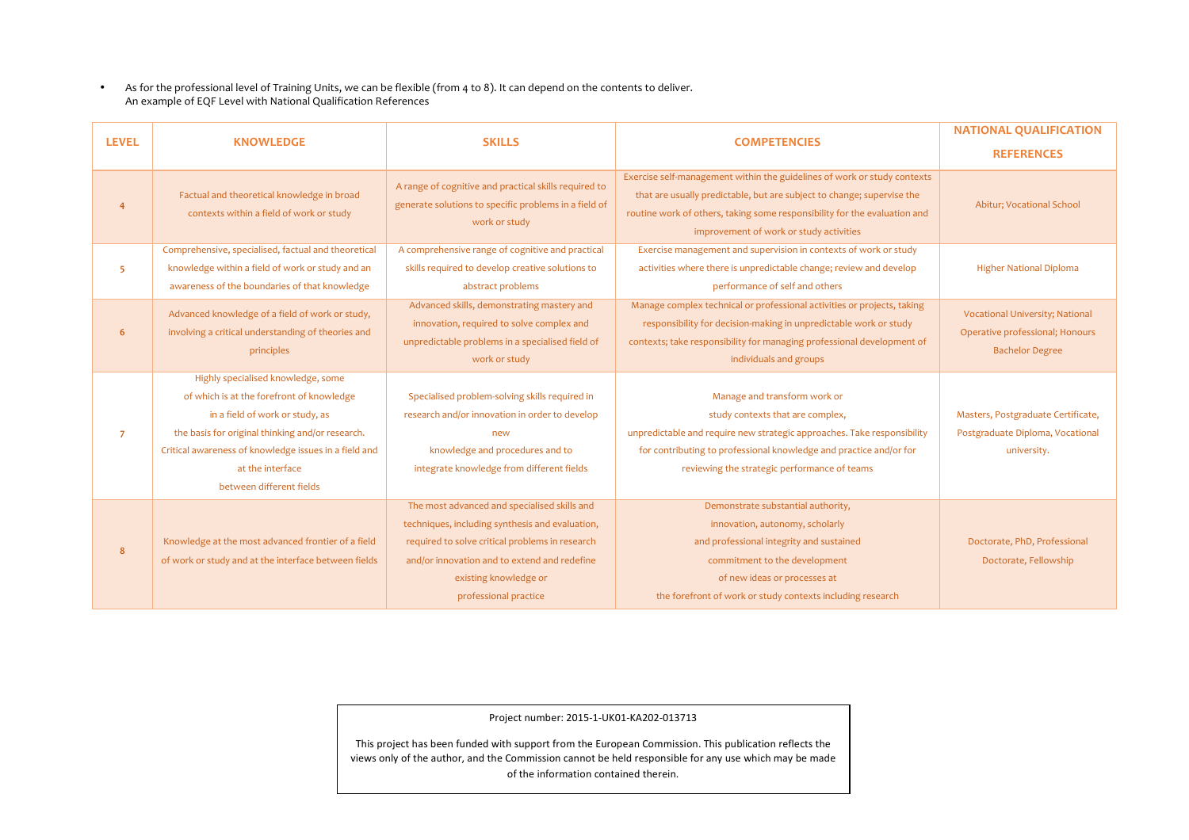- As for the professional level of Training Units, we can be flexible (from 4 to 8). It can depend on the contents to deliver.
  An example of EQF Level with National Qualification References

| LEVEL | KNOWLEDGE | SKILLS | COMPETENCIES | NATIONAL QUALIFICATION REFERENCES |
|---|---|---|---|---|
| 4 | Factual and theoretical knowledge in broad contexts within a field of work or study | A range of cognitive and practical skills required to generate solutions to specific problems in a field of work or study | Exercise self-management within the guidelines of work or study contexts that are usually predictable, but are subject to change; supervise the routine work of others, taking some responsibility for the evaluation and improvement of work or study activities | Abitur; Vocational School |
| 5 | Comprehensive, specialised, factual and theoretical knowledge within a field of work or study and an awareness of the boundaries of that knowledge | A comprehensive range of cognitive and practical skills required to develop creative solutions to abstract problems | Exercise management and supervision in contexts of work or study activities where there is unpredictable change; review and develop performance of self and others | Higher National Diploma |
| 6 | Advanced knowledge of a field of work or study, involving a critical understanding of theories and principles | Advanced skills, demonstrating mastery and innovation, required to solve complex and unpredictable problems in a specialised field of work or study | Manage complex technical or professional activities or projects, taking responsibility for decision-making in unpredictable work or study contexts; take responsibility for managing professional development of individuals and groups | Vocational University; National Operative professional; Honours Bachelor Degree |
| 7 | Highly specialised knowledge, some of which is at the forefront of knowledge in a field of work or study, as the basis for original thinking and/or research. Critical awareness of knowledge issues in a field and at the interface between different fields | Specialised problem-solving skills required in research and/or innovation in order to develop new knowledge and procedures and to integrate knowledge from different fields | Manage and transform work or study contexts that are complex, unpredictable and require new strategic approaches. Take responsibility for contributing to professional knowledge and practice and/or for reviewing the strategic performance of teams | Masters, Postgraduate Certificate, Postgraduate Diploma, Vocational university. |
| 8 | Knowledge at the most advanced frontier of a field of work or study and at the interface between fields | The most advanced and specialised skills and techniques, including synthesis and evaluation, required to solve critical problems in research and/or innovation and to extend and redefine existing knowledge or professional practice | Demonstrate substantial authority, innovation, autonomy, scholarly and professional integrity and sustained commitment to the development of new ideas or processes at the forefront of work or study contexts including research | Doctorate, PhD, Professional Doctorate, Fellowship |

Project number: 2015-1-UK01-KA202-013713

This project has been funded with support from the European Commission. This publication reflects the views only of the author, and the Commission cannot be held responsible for any use which may be made of the information contained therein.